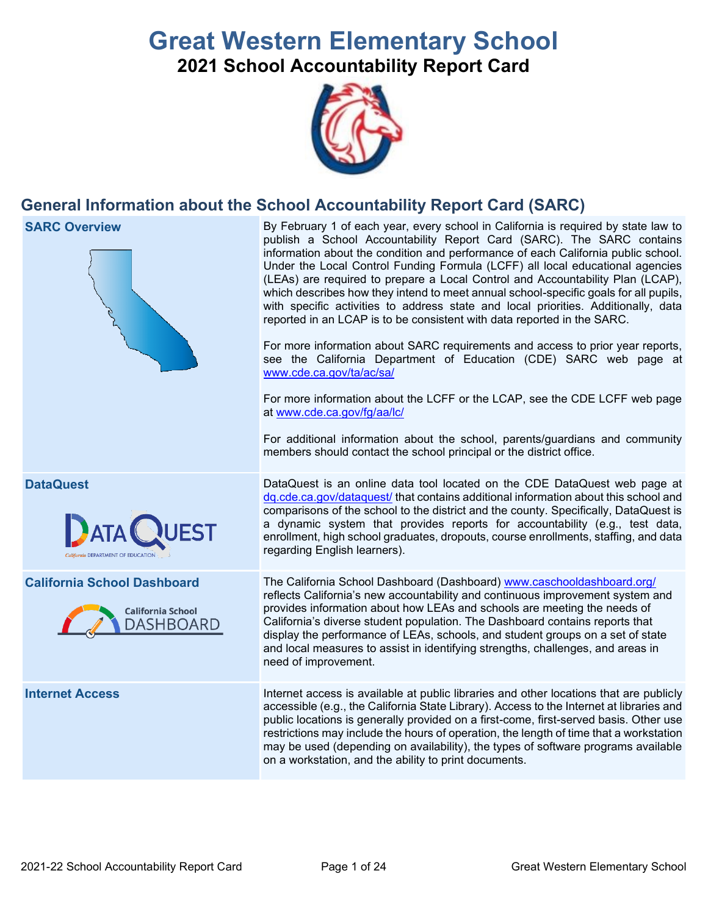# Great Western Elementary School

## 2021 School Accountability Report Card

## General Information about the School Accountability Report Card (SARC)

| | |
|---|---|
| **SARC Overview** | By February 1 of each year, every school in California is required by state law to publish a School Accountability Report Card (SARC). The SARC contains information about the condition and performance of each California public school. Under the Local Control Funding Formula (LCFF) all local educational agencies (LEAs) are required to prepare a Local Control and Accountability Plan (LCAP), which describes how they intend to meet annual school-specific goals for all pupils, with specific activities to address state and local priorities. Additionally, data reported in an LCAP is to be consistent with data reported in the SARC.<br><br>For more information about SARC requirements and access to prior year reports, see the California Department of Education (CDE) SARC web page at www.cde.ca.gov/ta/ac/sa/<br><br>For more information about the LCFF or the LCAP, see the CDE LCFF web page at www.cde.ca.gov/fg/aa/lc/<br><br>For additional information about the school, parents/guardians and community members should contact the school principal or the district office. |
| **DataQuest** | DataQuest is an online data tool located on the CDE DataQuest web page at dq.cde.ca.gov/dataquest/ that contains additional information about this school and comparisons of the school to the district and the county. Specifically, DataQuest is a dynamic system that provides reports for accountability (e.g., test data, enrollment, high school graduates, dropouts, course enrollments, staffing, and data regarding English learners). |
| **California School Dashboard** | The California School Dashboard (Dashboard) www.caschooldashboard.org/ reflects California's new accountability and continuous improvement system and provides information about how LEAs and schools are meeting the needs of California's diverse student population. The Dashboard contains reports that display the performance of LEAs, schools, and student groups on a set of state and local measures to assist in identifying strengths, challenges, and areas in need of improvement. |
| **Internet Access** | Internet access is available at public libraries and other locations that are publicly accessible (e.g., the California State Library). Access to the Internet at libraries and public locations is generally provided on a first-come, first-served basis. Other use restrictions may include the hours of operation, the length of time that a workstation may be used (depending on availability), the types of software programs available on a workstation, and the ability to print documents. |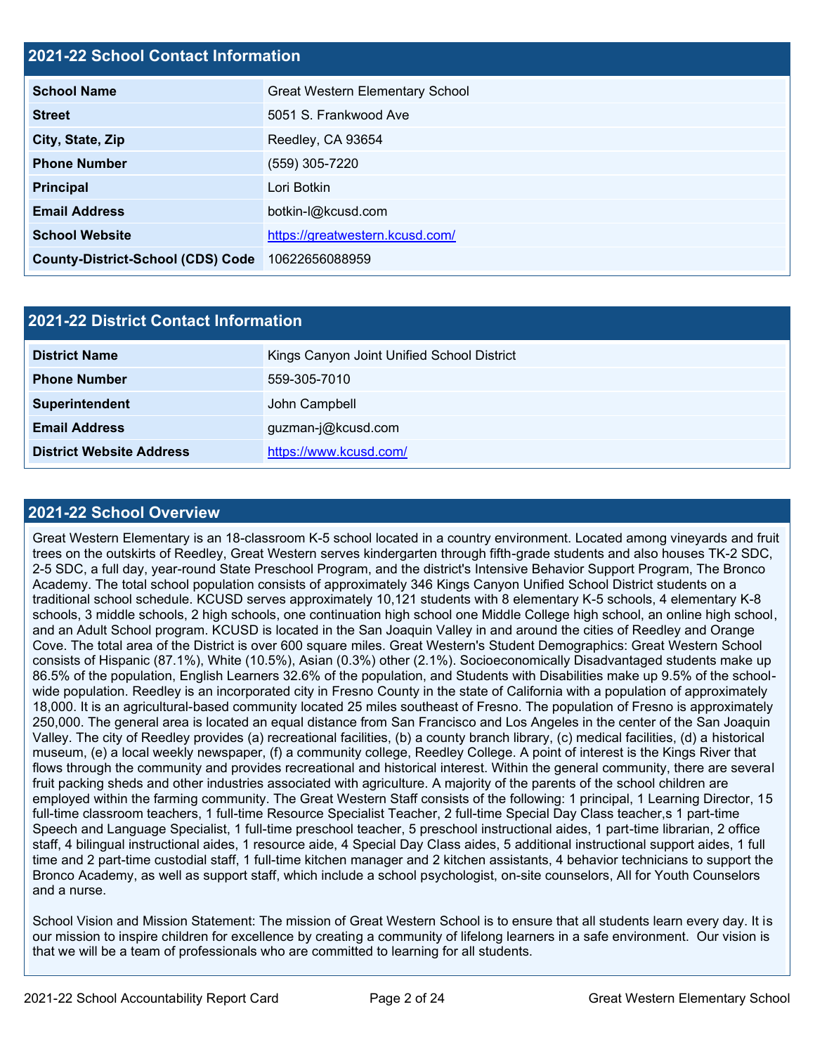## 2021-22 School Contact Information

| | |
|---|---|
| **School Name** | Great Western Elementary School |
| **Street** | 5051 S. Frankwood Ave |
| **City, State, Zip** | Reedley, CA 93654 |
| **Phone Number** | (559) 305-7220 |
| **Principal** | Lori Botkin |
| **Email Address** | botkin-l@kcusd.com |
| **School Website** | https://greatwestern.kcusd.com/ |
| **County-District-School (CDS) Code** | 10622656088959 |

## 2021-22 District Contact Information

| | |
|---|---|
| **District Name** | Kings Canyon Joint Unified School District |
| **Phone Number** | 559-305-7010 |
| **Superintendent** | John Campbell |
| **Email Address** | guzman-j@kcusd.com |
| **District Website Address** | https://www.kcusd.com/ |

## 2021-22 School Overview

Great Western Elementary is an 18-classroom K-5 school located in a country environment. Located among vineyards and fruit trees on the outskirts of Reedley, Great Western serves kindergarten through fifth-grade students and also houses TK-2 SDC, 2-5 SDC, a full day, year-round State Preschool Program, and the district's Intensive Behavior Support Program, The Bronco Academy. The total school population consists of approximately 346 Kings Canyon Unified School District students on a traditional school schedule. KCUSD serves approximately 10,121 students with 8 elementary K-5 schools, 4 elementary K-8 schools, 3 middle schools, 2 high schools, one continuation high school one Middle College high school, an online high school, and an Adult School program. KCUSD is located in the San Joaquin Valley in and around the cities of Reedley and Orange Cove. The total area of the District is over 600 square miles. Great Western's Student Demographics: Great Western School consists of Hispanic (87.1%), White (10.5%), Asian (0.3%) other (2.1%). Socioeconomically Disadvantaged students make up 86.5% of the population, English Learners 32.6% of the population, and Students with Disabilities make up 9.5% of the school-wide population. Reedley is an incorporated city in Fresno County in the state of California with a population of approximately 18,000. It is an agricultural-based community located 25 miles southeast of Fresno. The population of Fresno is approximately 250,000. The general area is located an equal distance from San Francisco and Los Angeles in the center of the San Joaquin Valley. The city of Reedley provides (a) recreational facilities, (b) a county branch library, (c) medical facilities, (d) a historical museum, (e) a local weekly newspaper, (f) a community college, Reedley College. A point of interest is the Kings River that flows through the community and provides recreational and historical interest. Within the general community, there are several fruit packing sheds and other industries associated with agriculture. A majority of the parents of the school children are employed within the farming community. The Great Western Staff consists of the following: 1 principal, 1 Learning Director, 15 full-time classroom teachers, 1 full-time Resource Specialist Teacher, 2 full-time Special Day Class teacher,s 1 part-time Speech and Language Specialist, 1 full-time preschool teacher, 5 preschool instructional aides, 1 part-time librarian, 2 office staff, 4 bilingual instructional aides, 1 resource aide, 4 Special Day Class aides, 5 additional instructional support aides, 1 full time and 2 part-time custodial staff, 1 full-time kitchen manager and 2 kitchen assistants, 4 behavior technicians to support the Bronco Academy, as well as support staff, which include a school psychologist, on-site counselors, All for Youth Counselors and a nurse.

School Vision and Mission Statement: The mission of Great Western School is to ensure that all students learn every day. It is our mission to inspire children for excellence by creating a community of lifelong learners in a safe environment. Our vision is that we will be a team of professionals who are committed to learning for all students.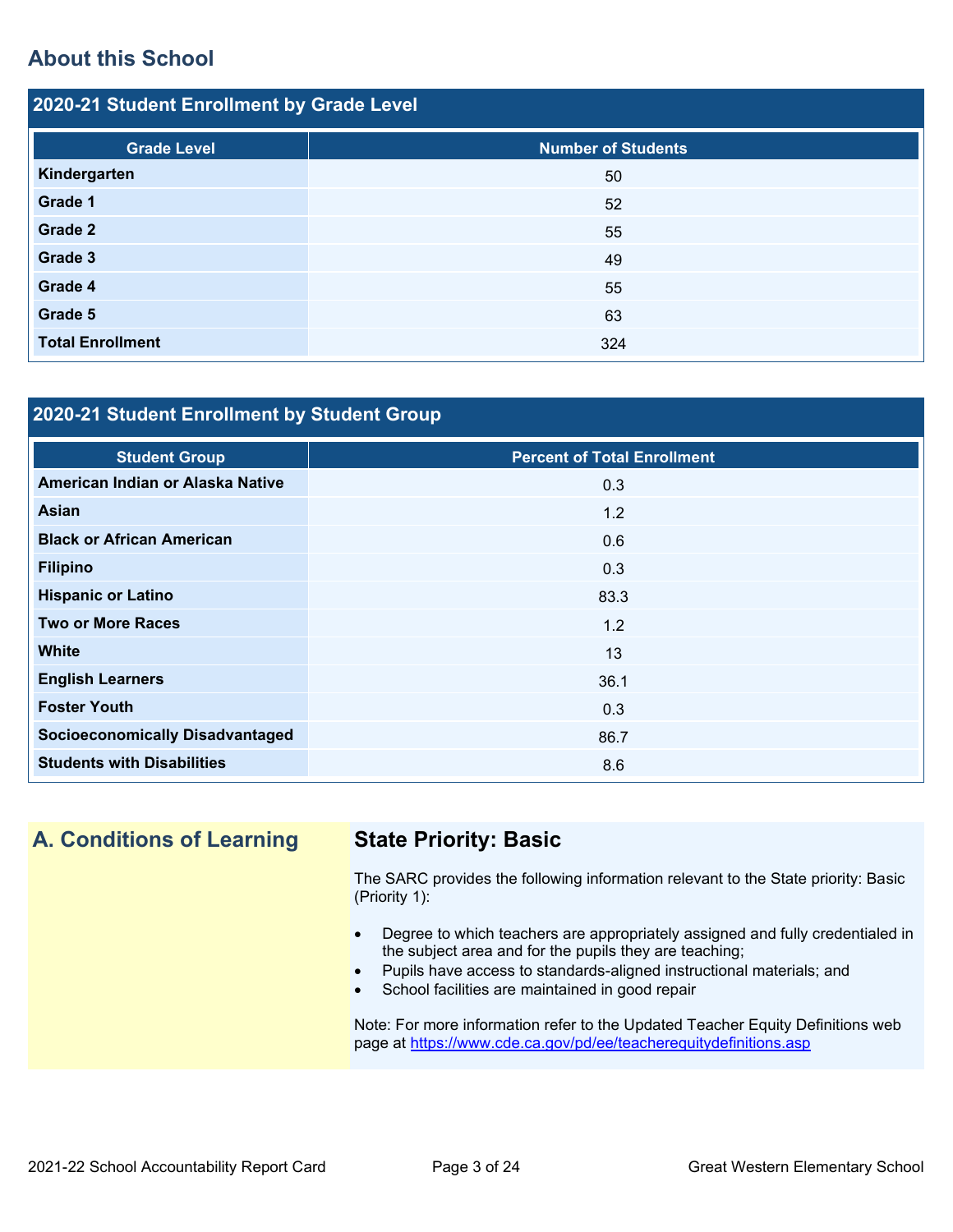## About this School

### 2020-21 Student Enrollment by Grade Level

| Grade Level | Number of Students |
|---|---|
| **Kindergarten** | 50 |
| **Grade 1** | 52 |
| **Grade 2** | 55 |
| **Grade 3** | 49 |
| **Grade 4** | 55 |
| **Grade 5** | 63 |
| **Total Enrollment** | 324 |

### 2020-21 Student Enrollment by Student Group

| Student Group | Percent of Total Enrollment |
|---|---|
| **American Indian or Alaska Native** | 0.3 |
| **Asian** | 1.2 |
| **Black or African American** | 0.6 |
| **Filipino** | 0.3 |
| **Hispanic or Latino** | 83.3 |
| **Two or More Races** | 1.2 |
| **White** | 13 |
| **English Learners** | 36.1 |
| **Foster Youth** | 0.3 |
| **Socioeconomically Disadvantaged** | 86.7 |
| **Students with Disabilities** | 8.6 |

## A. Conditions of Learning

### State Priority: Basic

The SARC provides the following information relevant to the State priority: Basic (Priority 1):

- Degree to which teachers are appropriately assigned and fully credentialed in the subject area and for the pupils they are teaching;
- Pupils have access to standards-aligned instructional materials; and
- School facilities are maintained in good repair

Note: For more information refer to the Updated Teacher Equity Definitions web page at https://www.cde.ca.gov/pd/ee/teacherequitydefinitions.asp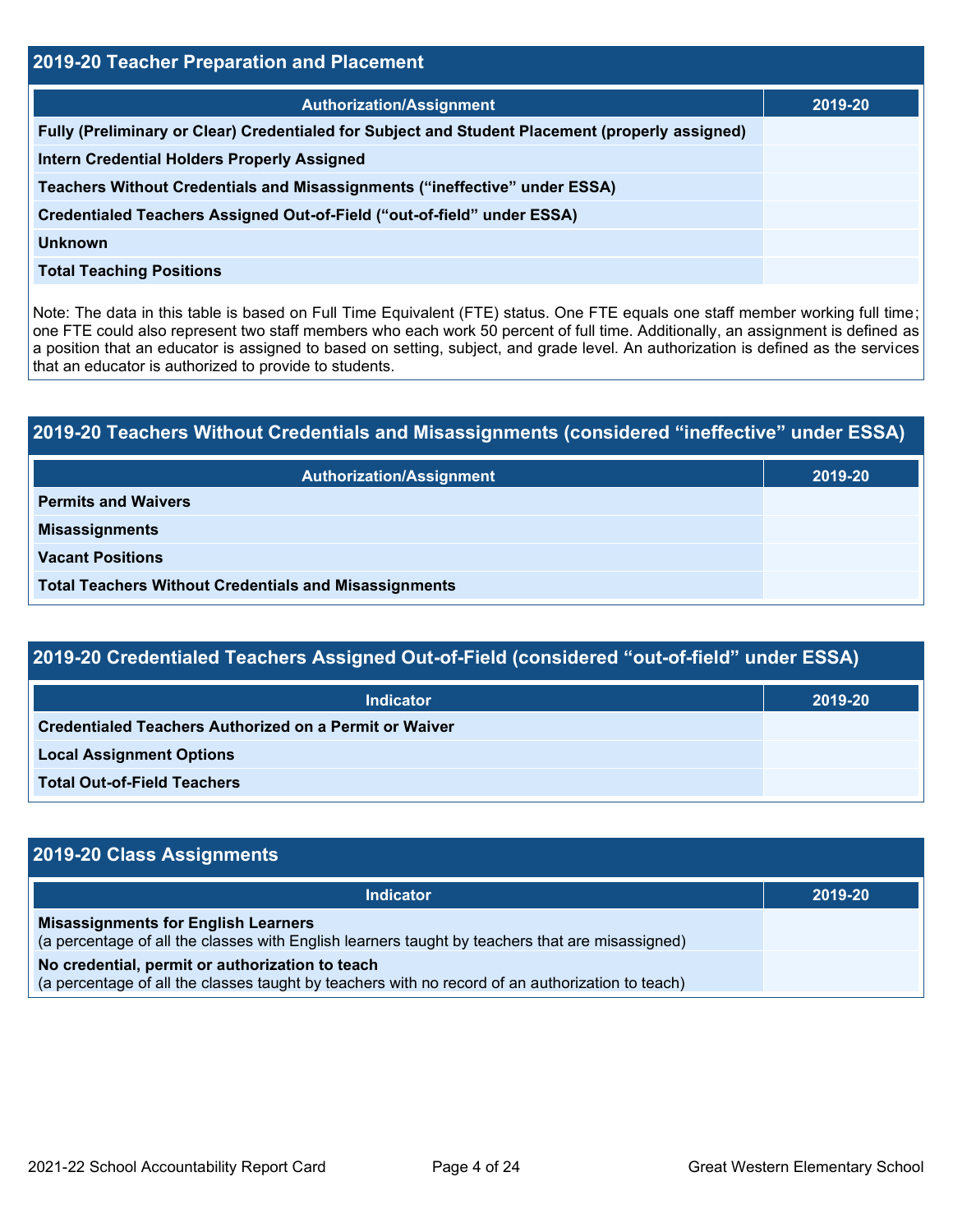## 2019-20 Teacher Preparation and Placement

| Authorization/Assignment | 2019-20 |
| --- | --- |
| Fully (Preliminary or Clear) Credentialed for Subject and Student Placement (properly assigned) | |
| Intern Credential Holders Properly Assigned | |
| Teachers Without Credentials and Misassignments ("ineffective" under ESSA) | |
| Credentialed Teachers Assigned Out-of-Field ("out-of-field" under ESSA) | |
| Unknown | |
| Total Teaching Positions | |

Note: The data in this table is based on Full Time Equivalent (FTE) status. One FTE equals one staff member working full time; one FTE could also represent two staff members who each work 50 percent of full time. Additionally, an assignment is defined as a position that an educator is assigned to based on setting, subject, and grade level. An authorization is defined as the services that an educator is authorized to provide to students.

## 2019-20 Teachers Without Credentials and Misassignments (considered "ineffective" under ESSA)

| Authorization/Assignment | 2019-20 |
| --- | --- |
| Permits and Waivers | |
| Misassignments | |
| Vacant Positions | |
| Total Teachers Without Credentials and Misassignments | |

## 2019-20 Credentialed Teachers Assigned Out-of-Field (considered "out-of-field" under ESSA)

| Indicator | 2019-20 |
| --- | --- |
| Credentialed Teachers Authorized on a Permit or Waiver | |
| Local Assignment Options | |
| Total Out-of-Field Teachers | |

## 2019-20 Class Assignments

| Indicator | 2019-20 |
| --- | --- |
| **Misassignments for English Learners** (a percentage of all the classes with English learners taught by teachers that are misassigned) | |
| **No credential, permit or authorization to teach** (a percentage of all the classes taught by teachers with no record of an authorization to teach) | |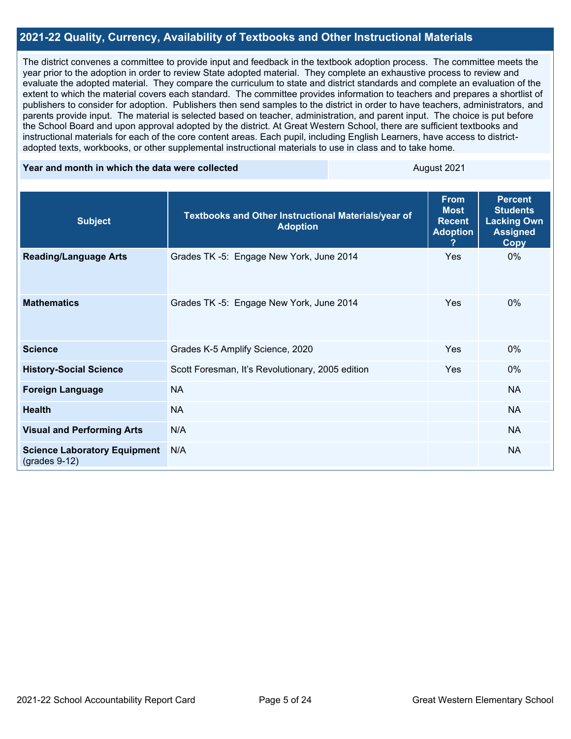## 2021-22 Quality, Currency, Availability of Textbooks and Other Instructional Materials

The district convenes a committee to provide input and feedback in the textbook adoption process. The committee meets the year prior to the adoption in order to review State adopted material. They complete an exhaustive process to review and evaluate the adopted material. They compare the curriculum to state and district standards and complete an evaluation of the extent to which the material covers each standard. The committee provides information to teachers and prepares a shortlist of publishers to consider for adoption. Publishers then send samples to the district in order to have teachers, administrators, and parents provide input. The material is selected based on teacher, administration, and parent input. The choice is put before the School Board and upon approval adopted by the district. At Great Western School, there are sufficient textbooks and instructional materials for each of the core content areas. Each pupil, including English Learners, have access to district-adopted texts, workbooks, or other supplemental instructional materials to use in class and to take home.

| Year and month in which the data were collected | August 2021 |
|---|---|

| Subject | Textbooks and Other Instructional Materials/year of Adoption | From Most Recent Adoption ? | Percent Students Lacking Own Assigned Copy |
|---|---|---|---|
| **Reading/Language Arts** | Grades TK -5: Engage New York, June 2014 | Yes | 0% |
| **Mathematics** | Grades TK -5: Engage New York, June 2014 | Yes | 0% |
| **Science** | Grades K-5 Amplify Science, 2020 | Yes | 0% |
| **History-Social Science** | Scott Foresman, It's Revolutionary, 2005 edition | Yes | 0% |
| **Foreign Language** | NA | | NA |
| **Health** | NA | | NA |
| **Visual and Performing Arts** | N/A | | NA |
| **Science Laboratory Equipment** (grades 9-12) | N/A | | NA |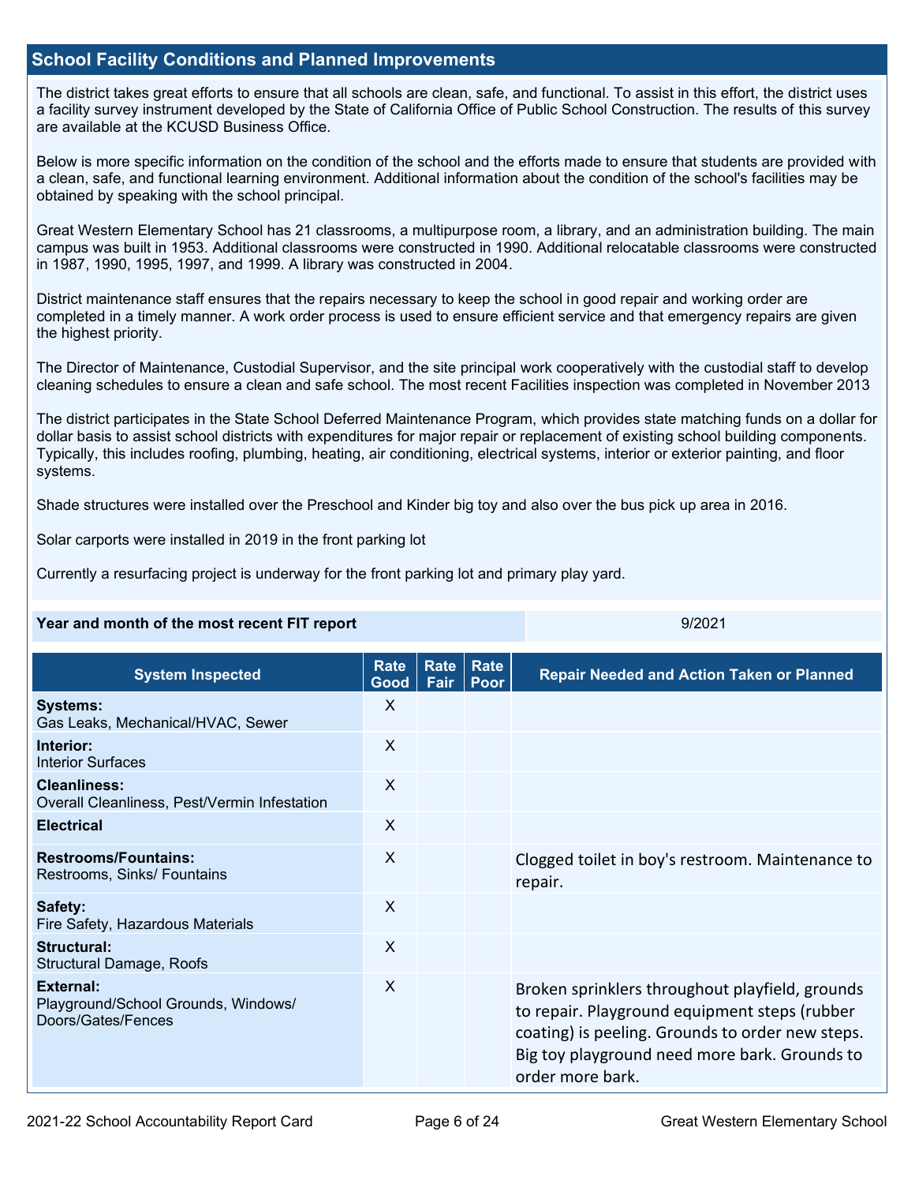## School Facility Conditions and Planned Improvements

The district takes great efforts to ensure that all schools are clean, safe, and functional. To assist in this effort, the district uses a facility survey instrument developed by the State of California Office of Public School Construction. The results of this survey are available at the KCUSD Business Office.

Below is more specific information on the condition of the school and the efforts made to ensure that students are provided with a clean, safe, and functional learning environment. Additional information about the condition of the school's facilities may be obtained by speaking with the school principal.

Great Western Elementary School has 21 classrooms, a multipurpose room, a library, and an administration building. The main campus was built in 1953. Additional classrooms were constructed in 1990. Additional relocatable classrooms were constructed in 1987, 1990, 1995, 1997, and 1999. A library was constructed in 2004.

District maintenance staff ensures that the repairs necessary to keep the school in good repair and working order are completed in a timely manner. A work order process is used to ensure efficient service and that emergency repairs are given the highest priority.

The Director of Maintenance, Custodial Supervisor, and the site principal work cooperatively with the custodial staff to develop cleaning schedules to ensure a clean and safe school. The most recent Facilities inspection was completed in November 2013

The district participates in the State School Deferred Maintenance Program, which provides state matching funds on a dollar for dollar basis to assist school districts with expenditures for major repair or replacement of existing school building components. Typically, this includes roofing, plumbing, heating, air conditioning, electrical systems, interior or exterior painting, and floor systems.

Shade structures were installed over the Preschool and Kinder big toy and also over the bus pick up area in 2016.

Solar carports were installed in 2019 in the front parking lot

Currently a resurfacing project is underway for the front parking lot and primary play yard.

| Year and month of the most recent FIT report | 9/2021 |
|---|---|

| System Inspected | Rate Good | Rate Fair | Rate Poor | Repair Needed and Action Taken or Planned |
|---|---|---|---|---|
| **Systems:** Gas Leaks, Mechanical/HVAC, Sewer | X | | | |
| **Interior:** Interior Surfaces | X | | | |
| **Cleanliness:** Overall Cleanliness, Pest/Vermin Infestation | X | | | |
| **Electrical** | X | | | |
| **Restrooms/Fountains:** Restrooms, Sinks/ Fountains | X | | | Clogged toilet in boy's restroom. Maintenance to repair. |
| **Safety:** Fire Safety, Hazardous Materials | X | | | |
| **Structural:** Structural Damage, Roofs | X | | | |
| **External:** Playground/School Grounds, Windows/ Doors/Gates/Fences | X | | | Broken sprinklers throughout playfield, grounds to repair. Playground equipment steps (rubber coating) is peeling. Grounds to order new steps. Big toy playground need more bark. Grounds to order more bark. |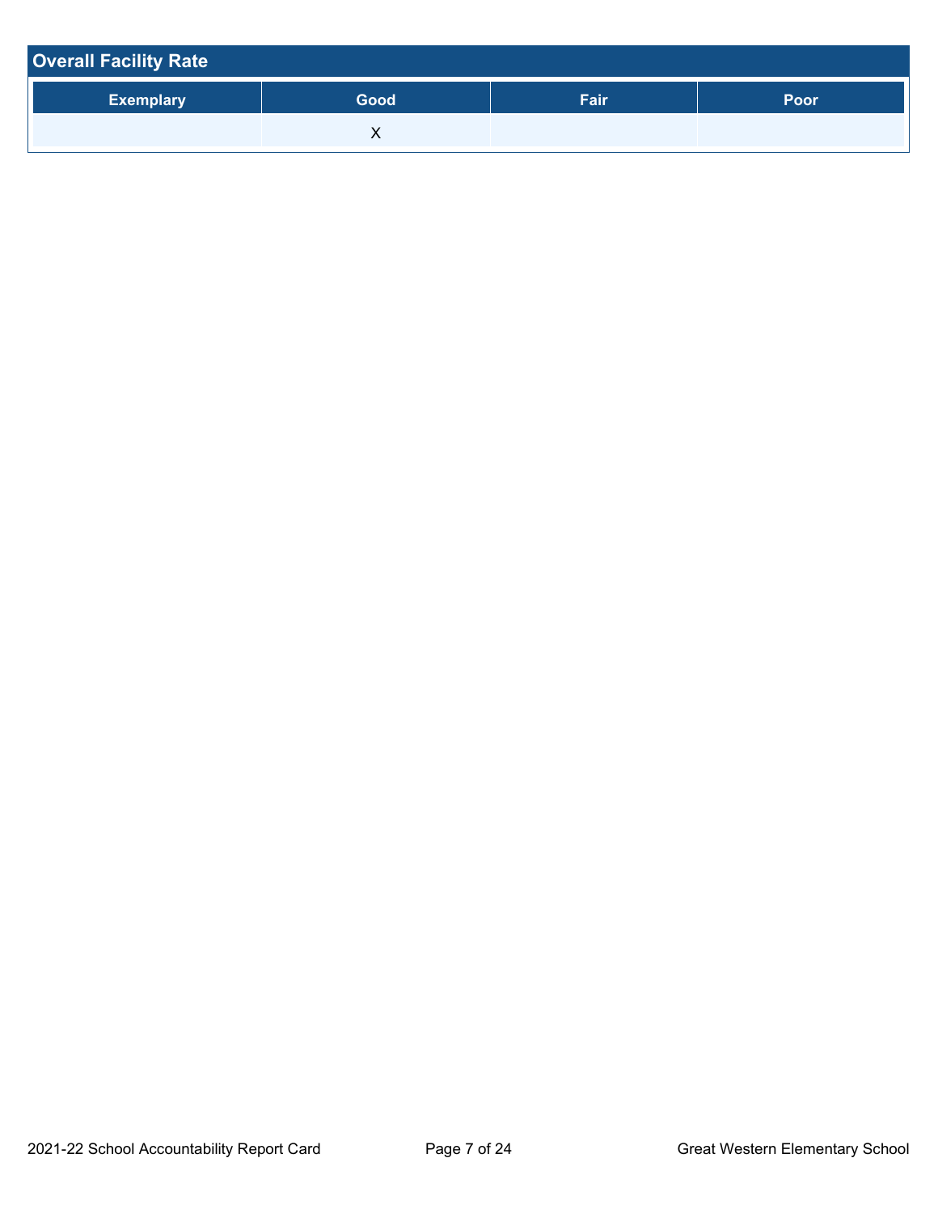## Overall Facility Rate

| Exemplary | Good | Fair | Poor |
| --- | --- | --- | --- |
| | X | | |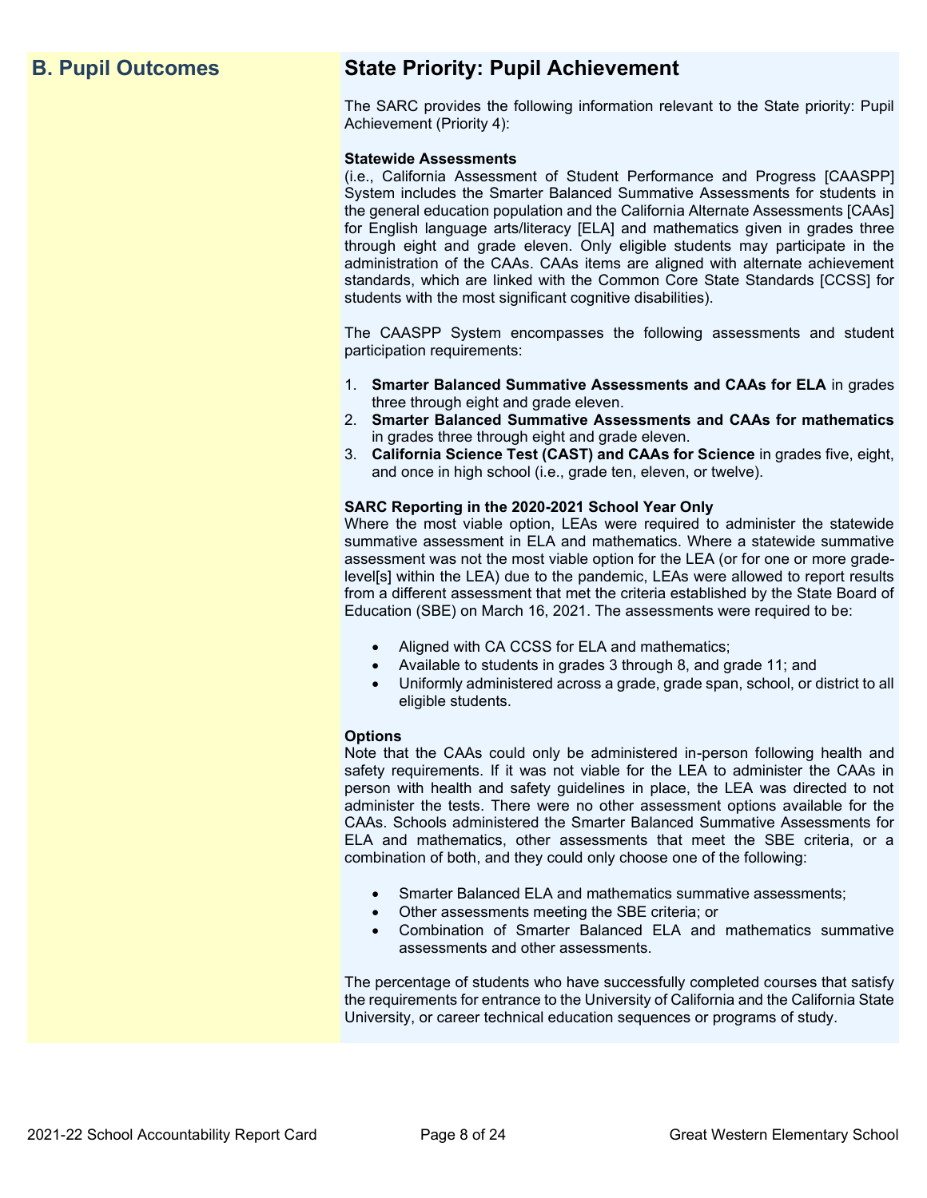## B. Pupil Outcomes

## State Priority: Pupil Achievement

The SARC provides the following information relevant to the State priority: Pupil Achievement (Priority 4):

**Statewide Assessments**
(i.e., California Assessment of Student Performance and Progress [CAASPP] System includes the Smarter Balanced Summative Assessments for students in the general education population and the California Alternate Assessments [CAAs] for English language arts/literacy [ELA] and mathematics given in grades three through eight and grade eleven. Only eligible students may participate in the administration of the CAAs. CAAs items are aligned with alternate achievement standards, which are linked with the Common Core State Standards [CCSS] for students with the most significant cognitive disabilities).

The CAASPP System encompasses the following assessments and student participation requirements:

1. **Smarter Balanced Summative Assessments and CAAs for ELA** in grades three through eight and grade eleven.
2. **Smarter Balanced Summative Assessments and CAAs for mathematics** in grades three through eight and grade eleven.
3. **California Science Test (CAST) and CAAs for Science** in grades five, eight, and once in high school (i.e., grade ten, eleven, or twelve).

**SARC Reporting in the 2020-2021 School Year Only**
Where the most viable option, LEAs were required to administer the statewide summative assessment in ELA and mathematics. Where a statewide summative assessment was not the most viable option for the LEA (or for one or more grade-level[s] within the LEA) due to the pandemic, LEAs were allowed to report results from a different assessment that met the criteria established by the State Board of Education (SBE) on March 16, 2021. The assessments were required to be:

- Aligned with CA CCSS for ELA and mathematics;
- Available to students in grades 3 through 8, and grade 11; and
- Uniformly administered across a grade, grade span, school, or district to all eligible students.

**Options**
Note that the CAAs could only be administered in-person following health and safety requirements. If it was not viable for the LEA to administer the CAAs in person with health and safety guidelines in place, the LEA was directed to not administer the tests. There were no other assessment options available for the CAAs. Schools administered the Smarter Balanced Summative Assessments for ELA and mathematics, other assessments that meet the SBE criteria, or a combination of both, and they could only choose one of the following:

- Smarter Balanced ELA and mathematics summative assessments;
- Other assessments meeting the SBE criteria; or
- Combination of Smarter Balanced ELA and mathematics summative assessments and other assessments.

The percentage of students who have successfully completed courses that satisfy the requirements for entrance to the University of California and the California State University, or career technical education sequences or programs of study.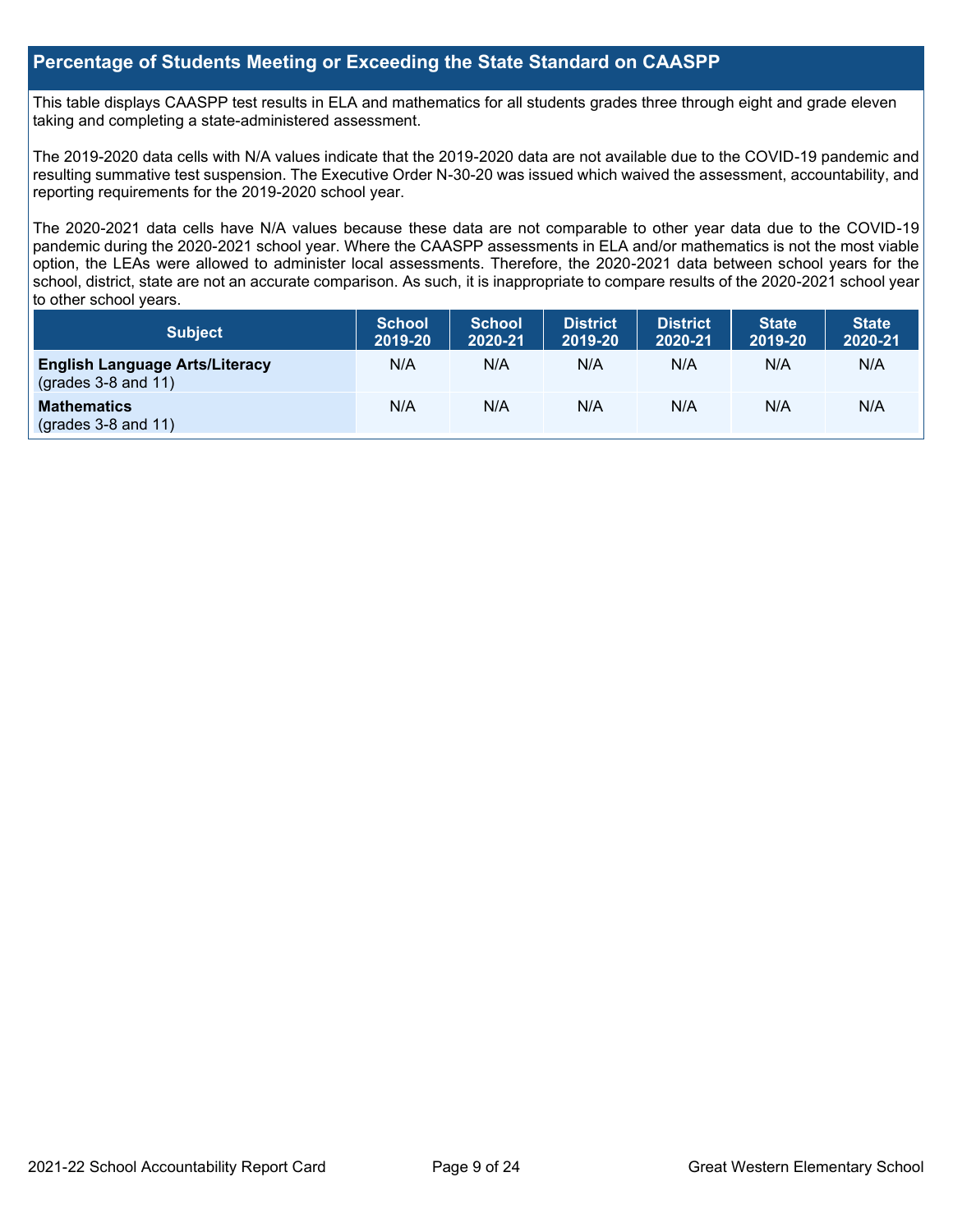## Percentage of Students Meeting or Exceeding the State Standard on CAASPP

This table displays CAASPP test results in ELA and mathematics for all students grades three through eight and grade eleven taking and completing a state-administered assessment.

The 2019-2020 data cells with N/A values indicate that the 2019-2020 data are not available due to the COVID-19 pandemic and resulting summative test suspension. The Executive Order N-30-20 was issued which waived the assessment, accountability, and reporting requirements for the 2019-2020 school year.

The 2020-2021 data cells have N/A values because these data are not comparable to other year data due to the COVID-19 pandemic during the 2020-2021 school year. Where the CAASPP assessments in ELA and/or mathematics is not the most viable option, the LEAs were allowed to administer local assessments. Therefore, the 2020-2021 data between school years for the school, district, state are not an accurate comparison. As such, it is inappropriate to compare results of the 2020-2021 school year to other school years.

| Subject | School 2019-20 | School 2020-21 | District 2019-20 | District 2020-21 | State 2019-20 | State 2020-21 |
|---|---|---|---|---|---|---|
| **English Language Arts/Literacy** (grades 3-8 and 11) | N/A | N/A | N/A | N/A | N/A | N/A |
| **Mathematics** (grades 3-8 and 11) | N/A | N/A | N/A | N/A | N/A | N/A |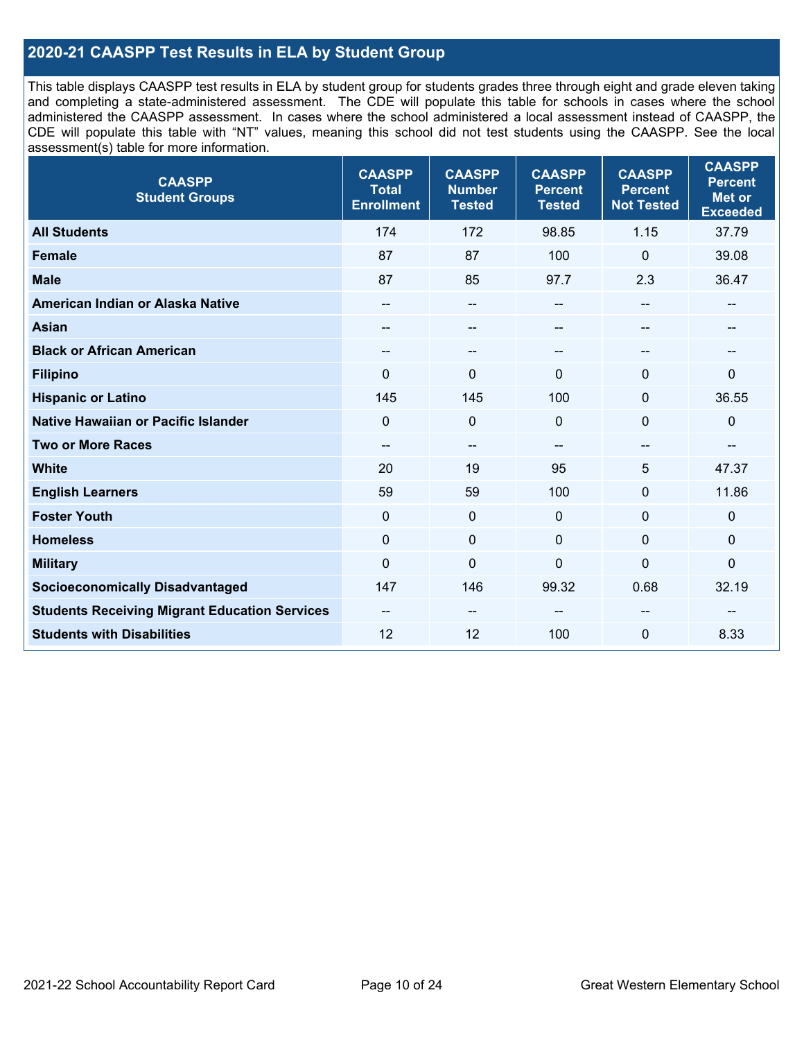## 2020-21 CAASPP Test Results in ELA by Student Group

This table displays CAASPP test results in ELA by student group for students grades three through eight and grade eleven taking and completing a state-administered assessment. The CDE will populate this table for schools in cases where the school administered the CAASPP assessment. In cases where the school administered a local assessment instead of CAASPP, the CDE will populate this table with "NT" values, meaning this school did not test students using the CAASPP. See the local assessment(s) table for more information.

| CAASPP Student Groups | CAASPP Total Enrollment | CAASPP Number Tested | CAASPP Percent Tested | CAASPP Percent Not Tested | CAASPP Percent Met or Exceeded |
|---|---|---|---|---|---|
| **All Students** | 174 | 172 | 98.85 | 1.15 | 37.79 |
| **Female** | 87 | 87 | 100 | 0 | 39.08 |
| **Male** | 87 | 85 | 97.7 | 2.3 | 36.47 |
| **American Indian or Alaska Native** | -- | -- | -- | -- | -- |
| **Asian** | -- | -- | -- | -- | -- |
| **Black or African American** | -- | -- | -- | -- | -- |
| **Filipino** | 0 | 0 | 0 | 0 | 0 |
| **Hispanic or Latino** | 145 | 145 | 100 | 0 | 36.55 |
| **Native Hawaiian or Pacific Islander** | 0 | 0 | 0 | 0 | 0 |
| **Two or More Races** | -- | -- | -- | -- | -- |
| **White** | 20 | 19 | 95 | 5 | 47.37 |
| **English Learners** | 59 | 59 | 100 | 0 | 11.86 |
| **Foster Youth** | 0 | 0 | 0 | 0 | 0 |
| **Homeless** | 0 | 0 | 0 | 0 | 0 |
| **Military** | 0 | 0 | 0 | 0 | 0 |
| **Socioeconomically Disadvantaged** | 147 | 146 | 99.32 | 0.68 | 32.19 |
| **Students Receiving Migrant Education Services** | -- | -- | -- | -- | -- |
| **Students with Disabilities** | 12 | 12 | 100 | 0 | 8.33 |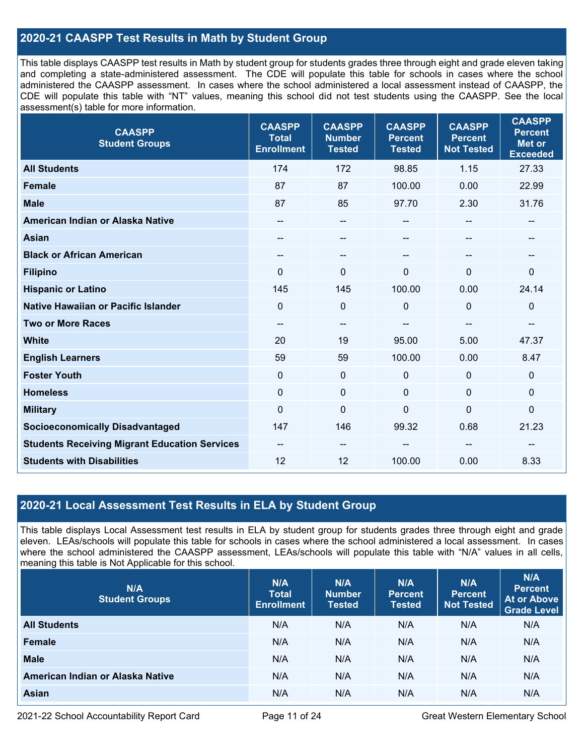## 2020-21 CAASPP Test Results in Math by Student Group

This table displays CAASPP test results in Math by student group for students grades three through eight and grade eleven taking and completing a state-administered assessment. The CDE will populate this table for schools in cases where the school administered the CAASPP assessment. In cases where the school administered a local assessment instead of CAASPP, the CDE will populate this table with "NT" values, meaning this school did not test students using the CAASPP. See the local assessment(s) table for more information.

| CAASPP Student Groups | CAASPP Total Enrollment | CAASPP Number Tested | CAASPP Percent Tested | CAASPP Percent Not Tested | CAASPP Percent Met or Exceeded |
|---|---|---|---|---|---|
| **All Students** | 174 | 172 | 98.85 | 1.15 | 27.33 |
| **Female** | 87 | 87 | 100.00 | 0.00 | 22.99 |
| **Male** | 87 | 85 | 97.70 | 2.30 | 31.76 |
| **American Indian or Alaska Native** | -- | -- | -- | -- | -- |
| **Asian** | -- | -- | -- | -- | -- |
| **Black or African American** | -- | -- | -- | -- | -- |
| **Filipino** | 0 | 0 | 0 | 0 | 0 |
| **Hispanic or Latino** | 145 | 145 | 100.00 | 0.00 | 24.14 |
| **Native Hawaiian or Pacific Islander** | 0 | 0 | 0 | 0 | 0 |
| **Two or More Races** | -- | -- | -- | -- | -- |
| **White** | 20 | 19 | 95.00 | 5.00 | 47.37 |
| **English Learners** | 59 | 59 | 100.00 | 0.00 | 8.47 |
| **Foster Youth** | 0 | 0 | 0 | 0 | 0 |
| **Homeless** | 0 | 0 | 0 | 0 | 0 |
| **Military** | 0 | 0 | 0 | 0 | 0 |
| **Socioeconomically Disadvantaged** | 147 | 146 | 99.32 | 0.68 | 21.23 |
| **Students Receiving Migrant Education Services** | -- | -- | -- | -- | -- |
| **Students with Disabilities** | 12 | 12 | 100.00 | 0.00 | 8.33 |

## 2020-21 Local Assessment Test Results in ELA by Student Group

This table displays Local Assessment test results in ELA by student group for students grades three through eight and grade eleven. LEAs/schools will populate this table for schools in cases where the school administered a local assessment. In cases where the school administered the CAASPP assessment, LEAs/schools will populate this table with "N/A" values in all cells, meaning this table is Not Applicable for this school.

| N/A Student Groups | N/A Total Enrollment | N/A Number Tested | N/A Percent Tested | N/A Percent Not Tested | N/A Percent At or Above Grade Level |
|---|---|---|---|---|---|
| **All Students** | N/A | N/A | N/A | N/A | N/A |
| **Female** | N/A | N/A | N/A | N/A | N/A |
| **Male** | N/A | N/A | N/A | N/A | N/A |
| **American Indian or Alaska Native** | N/A | N/A | N/A | N/A | N/A |
| **Asian** | N/A | N/A | N/A | N/A | N/A |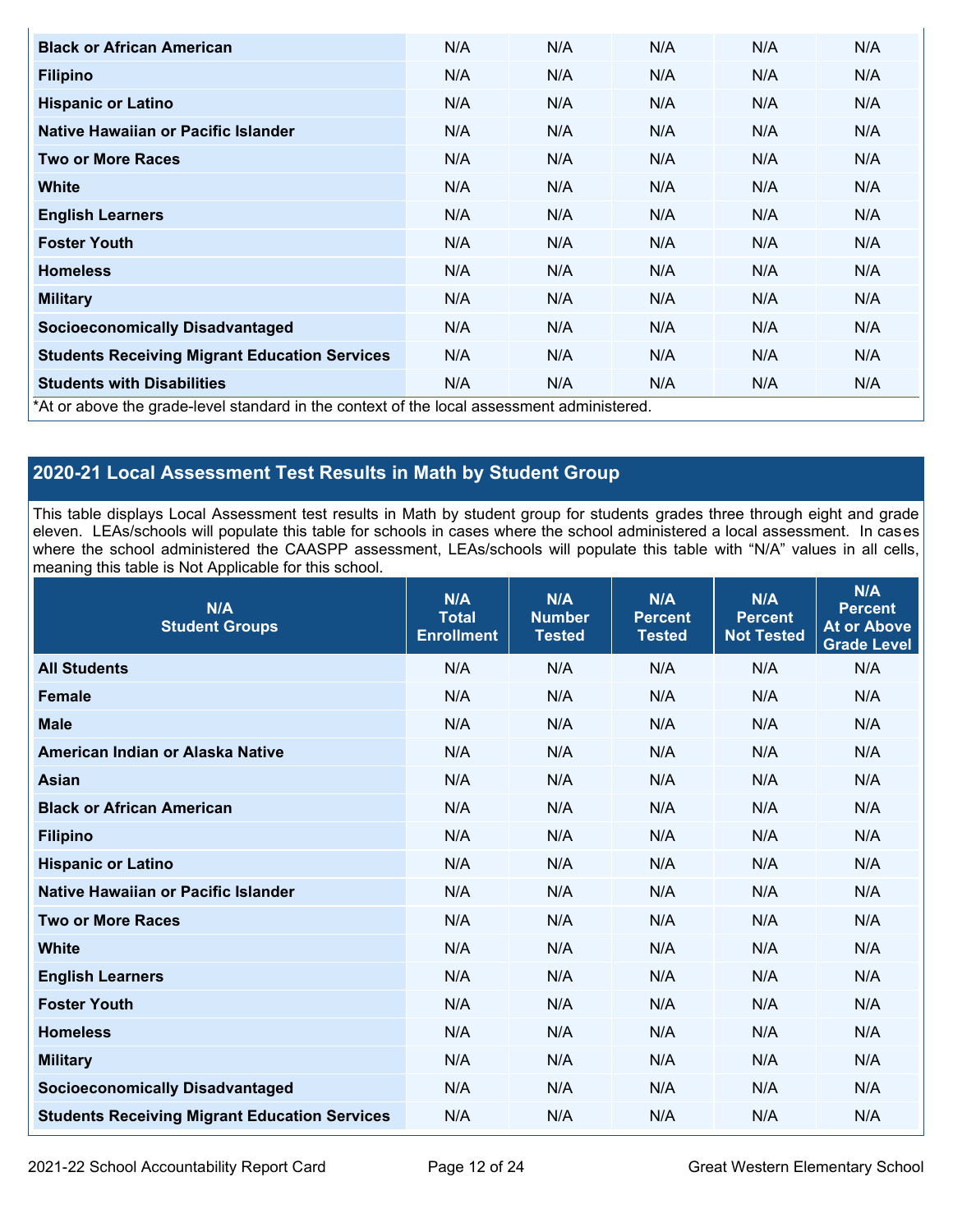| Black or African American | N/A | N/A | N/A | N/A | N/A |
|---|---|---|---|---|---|
| Filipino | N/A | N/A | N/A | N/A | N/A |
| Hispanic or Latino | N/A | N/A | N/A | N/A | N/A |
| Native Hawaiian or Pacific Islander | N/A | N/A | N/A | N/A | N/A |
| Two or More Races | N/A | N/A | N/A | N/A | N/A |
| White | N/A | N/A | N/A | N/A | N/A |
| English Learners | N/A | N/A | N/A | N/A | N/A |
| Foster Youth | N/A | N/A | N/A | N/A | N/A |
| Homeless | N/A | N/A | N/A | N/A | N/A |
| Military | N/A | N/A | N/A | N/A | N/A |
| Socioeconomically Disadvantaged | N/A | N/A | N/A | N/A | N/A |
| Students Receiving Migrant Education Services | N/A | N/A | N/A | N/A | N/A |
| Students with Disabilities | N/A | N/A | N/A | N/A | N/A |

*At or above the grade-level standard in the context of the local assessment administered.

## 2020-21 Local Assessment Test Results in Math by Student Group

This table displays Local Assessment test results in Math by student group for students grades three through eight and grade eleven. LEAs/schools will populate this table for schools in cases where the school administered a local assessment. In cases where the school administered the CAASPP assessment, LEAs/schools will populate this table with "N/A" values in all cells, meaning this table is Not Applicable for this school.

| N/A Student Groups | N/A Total Enrollment | N/A Number Tested | N/A Percent Tested | N/A Percent Not Tested | N/A Percent At or Above Grade Level |
|---|---|---|---|---|---|
| All Students | N/A | N/A | N/A | N/A | N/A |
| Female | N/A | N/A | N/A | N/A | N/A |
| Male | N/A | N/A | N/A | N/A | N/A |
| American Indian or Alaska Native | N/A | N/A | N/A | N/A | N/A |
| Asian | N/A | N/A | N/A | N/A | N/A |
| Black or African American | N/A | N/A | N/A | N/A | N/A |
| Filipino | N/A | N/A | N/A | N/A | N/A |
| Hispanic or Latino | N/A | N/A | N/A | N/A | N/A |
| Native Hawaiian or Pacific Islander | N/A | N/A | N/A | N/A | N/A |
| Two or More Races | N/A | N/A | N/A | N/A | N/A |
| White | N/A | N/A | N/A | N/A | N/A |
| English Learners | N/A | N/A | N/A | N/A | N/A |
| Foster Youth | N/A | N/A | N/A | N/A | N/A |
| Homeless | N/A | N/A | N/A | N/A | N/A |
| Military | N/A | N/A | N/A | N/A | N/A |
| Socioeconomically Disadvantaged | N/A | N/A | N/A | N/A | N/A |
| Students Receiving Migrant Education Services | N/A | N/A | N/A | N/A | N/A |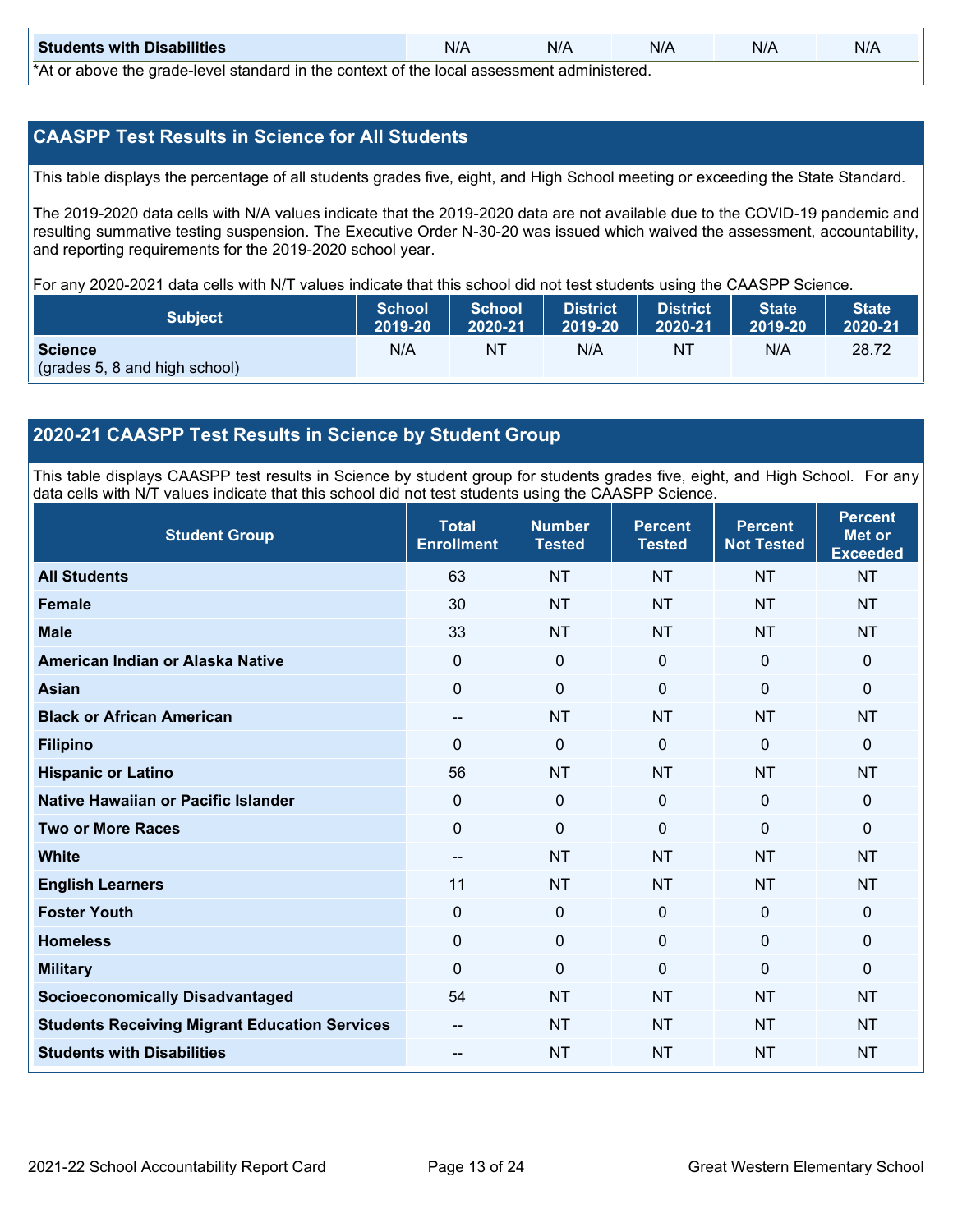| Students with Disabilities | N/A | N/A | N/A | N/A | N/A |
|---|---|---|---|---|---|

*At or above the grade-level standard in the context of the local assessment administered.

## CAASPP Test Results in Science for All Students

This table displays the percentage of all students grades five, eight, and High School meeting or exceeding the State Standard.

The 2019-2020 data cells with N/A values indicate that the 2019-2020 data are not available due to the COVID-19 pandemic and resulting summative testing suspension. The Executive Order N-30-20 was issued which waived the assessment, accountability, and reporting requirements for the 2019-2020 school year.

For any 2020-2021 data cells with N/T values indicate that this school did not test students using the CAASPP Science.

| Subject | School 2019-20 | School 2020-21 | District 2019-20 | District 2020-21 | State 2019-20 | State 2020-21 |
|---|---|---|---|---|---|---|
| **Science** (grades 5, 8 and high school) | N/A | NT | N/A | NT | N/A | 28.72 |

## 2020-21 CAASPP Test Results in Science by Student Group

This table displays CAASPP test results in Science by student group for students grades five, eight, and High School. For any data cells with N/T values indicate that this school did not test students using the CAASPP Science.

| Student Group | Total Enrollment | Number Tested | Percent Tested | Percent Not Tested | Percent Met or Exceeded |
|---|---|---|---|---|---|
| **All Students** | 63 | NT | NT | NT | NT |
| **Female** | 30 | NT | NT | NT | NT |
| **Male** | 33 | NT | NT | NT | NT |
| **American Indian or Alaska Native** | 0 | 0 | 0 | 0 | 0 |
| **Asian** | 0 | 0 | 0 | 0 | 0 |
| **Black or African American** | -- | NT | NT | NT | NT |
| **Filipino** | 0 | 0 | 0 | 0 | 0 |
| **Hispanic or Latino** | 56 | NT | NT | NT | NT |
| **Native Hawaiian or Pacific Islander** | 0 | 0 | 0 | 0 | 0 |
| **Two or More Races** | 0 | 0 | 0 | 0 | 0 |
| **White** | -- | NT | NT | NT | NT |
| **English Learners** | 11 | NT | NT | NT | NT |
| **Foster Youth** | 0 | 0 | 0 | 0 | 0 |
| **Homeless** | 0 | 0 | 0 | 0 | 0 |
| **Military** | 0 | 0 | 0 | 0 | 0 |
| **Socioeconomically Disadvantaged** | 54 | NT | NT | NT | NT |
| **Students Receiving Migrant Education Services** | -- | NT | NT | NT | NT |
| **Students with Disabilities** | -- | NT | NT | NT | NT |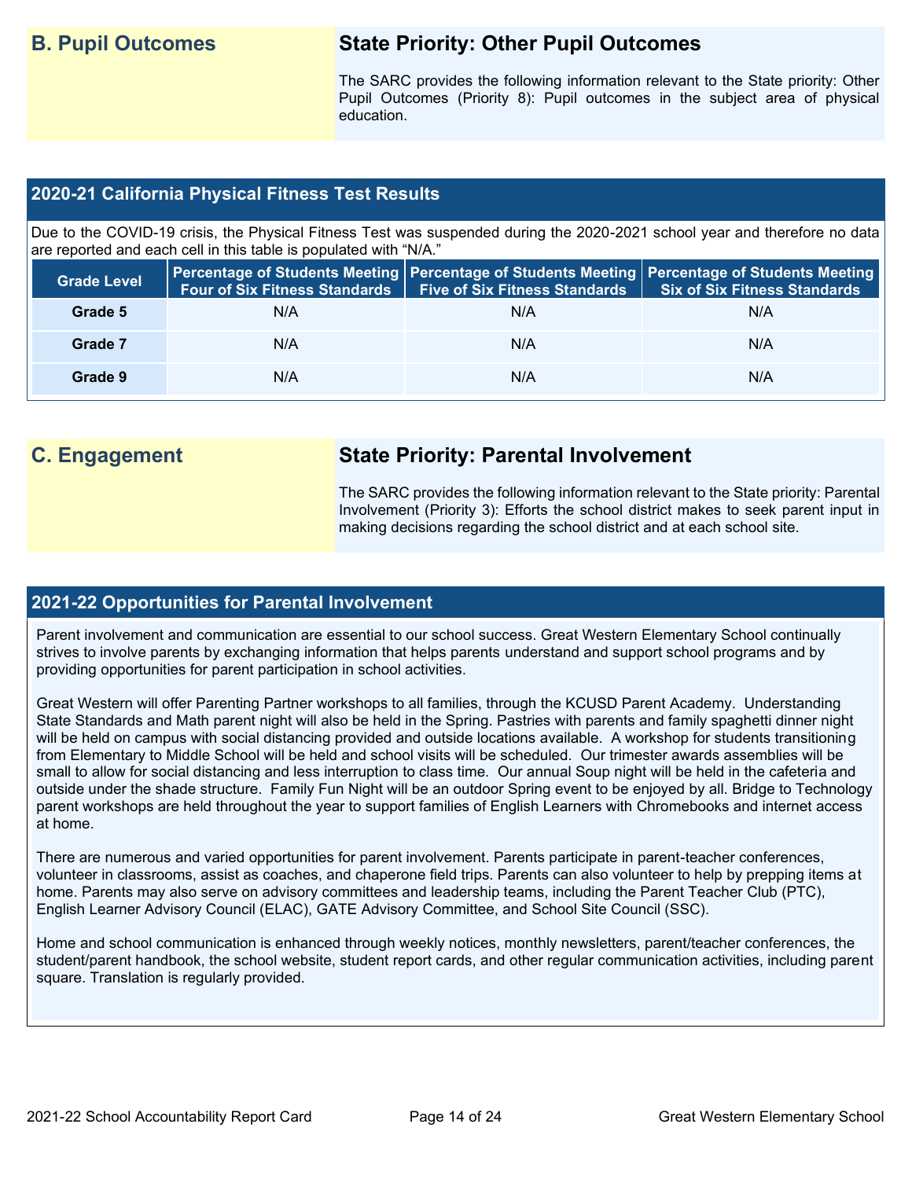## B. Pupil Outcomes

### State Priority: Other Pupil Outcomes

The SARC provides the following information relevant to the State priority: Other Pupil Outcomes (Priority 8): Pupil outcomes in the subject area of physical education.

### 2020-21 California Physical Fitness Test Results

Due to the COVID-19 crisis, the Physical Fitness Test was suspended during the 2020-2021 school year and therefore no data are reported and each cell in this table is populated with "N/A."

| Grade Level | Percentage of Students Meeting Four of Six Fitness Standards | Percentage of Students Meeting Five of Six Fitness Standards | Percentage of Students Meeting Six of Six Fitness Standards |
|---|---|---|---|
| Grade 5 | N/A | N/A | N/A |
| Grade 7 | N/A | N/A | N/A |
| Grade 9 | N/A | N/A | N/A |

## C. Engagement

### State Priority: Parental Involvement

The SARC provides the following information relevant to the State priority: Parental Involvement (Priority 3): Efforts the school district makes to seek parent input in making decisions regarding the school district and at each school site.

### 2021-22 Opportunities for Parental Involvement

Parent involvement and communication are essential to our school success. Great Western Elementary School continually strives to involve parents by exchanging information that helps parents understand and support school programs and by providing opportunities for parent participation in school activities.

Great Western will offer Parenting Partner workshops to all families, through the KCUSD Parent Academy. Understanding State Standards and Math parent night will also be held in the Spring. Pastries with parents and family spaghetti dinner night will be held on campus with social distancing provided and outside locations available. A workshop for students transitioning from Elementary to Middle School will be held and school visits will be scheduled. Our trimester awards assemblies will be small to allow for social distancing and less interruption to class time. Our annual Soup night will be held in the cafeteria and outside under the shade structure. Family Fun Night will be an outdoor Spring event to be enjoyed by all. Bridge to Technology parent workshops are held throughout the year to support families of English Learners with Chromebooks and internet access at home.

There are numerous and varied opportunities for parent involvement. Parents participate in parent-teacher conferences, volunteer in classrooms, assist as coaches, and chaperone field trips. Parents can also volunteer to help by prepping items at home. Parents may also serve on advisory committees and leadership teams, including the Parent Teacher Club (PTC), English Learner Advisory Council (ELAC), GATE Advisory Committee, and School Site Council (SSC).

Home and school communication is enhanced through weekly notices, monthly newsletters, parent/teacher conferences, the student/parent handbook, the school website, student report cards, and other regular communication activities, including parent square. Translation is regularly provided.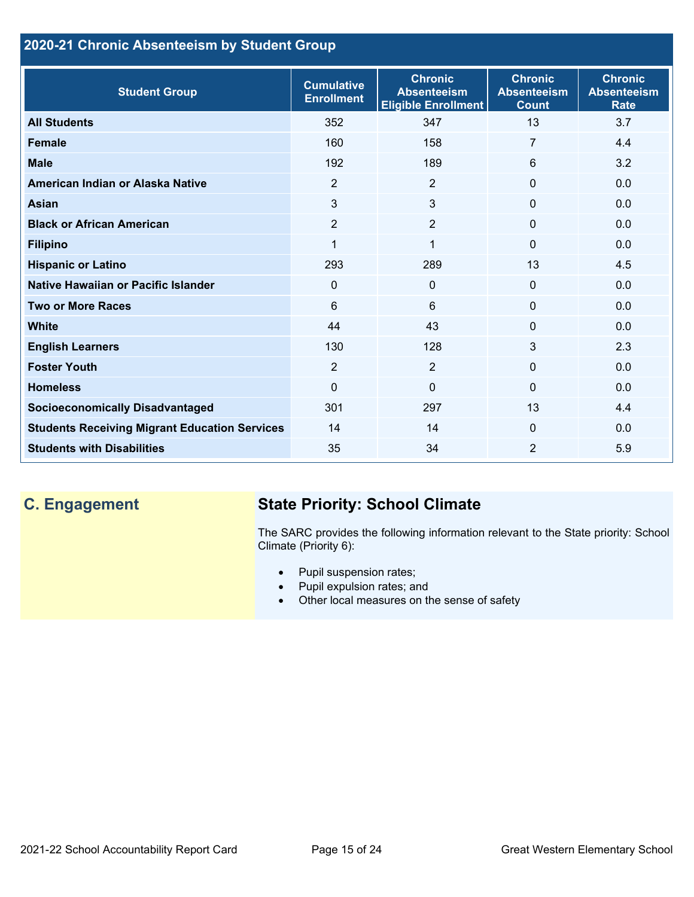## 2020-21 Chronic Absenteeism by Student Group

| Student Group | Cumulative Enrollment | Chronic Absenteeism Eligible Enrollment | Chronic Absenteeism Count | Chronic Absenteeism Rate |
|---|---|---|---|---|
| **All Students** | 352 | 347 | 13 | 3.7 |
| **Female** | 160 | 158 | 7 | 4.4 |
| **Male** | 192 | 189 | 6 | 3.2 |
| **American Indian or Alaska Native** | 2 | 2 | 0 | 0.0 |
| **Asian** | 3 | 3 | 0 | 0.0 |
| **Black or African American** | 2 | 2 | 0 | 0.0 |
| **Filipino** | 1 | 1 | 0 | 0.0 |
| **Hispanic or Latino** | 293 | 289 | 13 | 4.5 |
| **Native Hawaiian or Pacific Islander** | 0 | 0 | 0 | 0.0 |
| **Two or More Races** | 6 | 6 | 0 | 0.0 |
| **White** | 44 | 43 | 0 | 0.0 |
| **English Learners** | 130 | 128 | 3 | 2.3 |
| **Foster Youth** | 2 | 2 | 0 | 0.0 |
| **Homeless** | 0 | 0 | 0 | 0.0 |
| **Socioeconomically Disadvantaged** | 301 | 297 | 13 | 4.4 |
| **Students Receiving Migrant Education Services** | 14 | 14 | 0 | 0.0 |
| **Students with Disabilities** | 35 | 34 | 2 | 5.9 |

## C. Engagement

### State Priority: School Climate

The SARC provides the following information relevant to the State priority: School Climate (Priority 6):

- Pupil suspension rates;
- Pupil expulsion rates; and
- Other local measures on the sense of safety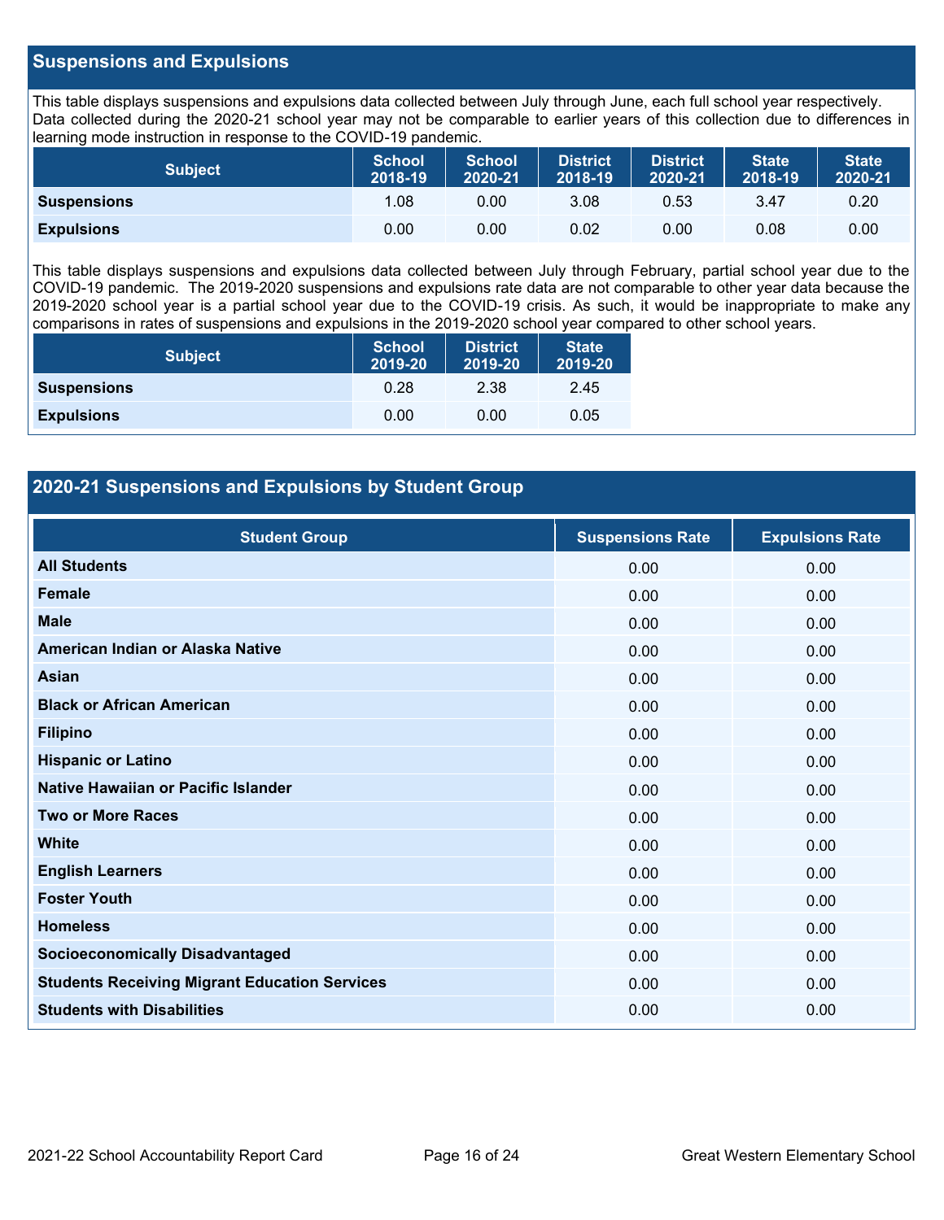## Suspensions and Expulsions

This table displays suspensions and expulsions data collected between July through June, each full school year respectively. Data collected during the 2020-21 school year may not be comparable to earlier years of this collection due to differences in learning mode instruction in response to the COVID-19 pandemic.

| Subject | School 2018-19 | School 2020-21 | District 2018-19 | District 2020-21 | State 2018-19 | State 2020-21 |
|---|---|---|---|---|---|---|
| **Suspensions** | 1.08 | 0.00 | 3.08 | 0.53 | 3.47 | 0.20 |
| **Expulsions** | 0.00 | 0.00 | 0.02 | 0.00 | 0.08 | 0.00 |

This table displays suspensions and expulsions data collected between July through February, partial school year due to the COVID-19 pandemic. The 2019-2020 suspensions and expulsions rate data are not comparable to other year data because the 2019-2020 school year is a partial school year due to the COVID-19 crisis. As such, it would be inappropriate to make any comparisons in rates of suspensions and expulsions in the 2019-2020 school year compared to other school years.

| Subject | School 2019-20 | District 2019-20 | State 2019-20 |
|---|---|---|---|
| **Suspensions** | 0.28 | 2.38 | 2.45 |
| **Expulsions** | 0.00 | 0.00 | 0.05 |

## 2020-21 Suspensions and Expulsions by Student Group

| Student Group | Suspensions Rate | Expulsions Rate |
|---|---|---|
| **All Students** | 0.00 | 0.00 |
| **Female** | 0.00 | 0.00 |
| **Male** | 0.00 | 0.00 |
| **American Indian or Alaska Native** | 0.00 | 0.00 |
| **Asian** | 0.00 | 0.00 |
| **Black or African American** | 0.00 | 0.00 |
| **Filipino** | 0.00 | 0.00 |
| **Hispanic or Latino** | 0.00 | 0.00 |
| **Native Hawaiian or Pacific Islander** | 0.00 | 0.00 |
| **Two or More Races** | 0.00 | 0.00 |
| **White** | 0.00 | 0.00 |
| **English Learners** | 0.00 | 0.00 |
| **Foster Youth** | 0.00 | 0.00 |
| **Homeless** | 0.00 | 0.00 |
| **Socioeconomically Disadvantaged** | 0.00 | 0.00 |
| **Students Receiving Migrant Education Services** | 0.00 | 0.00 |
| **Students with Disabilities** | 0.00 | 0.00 |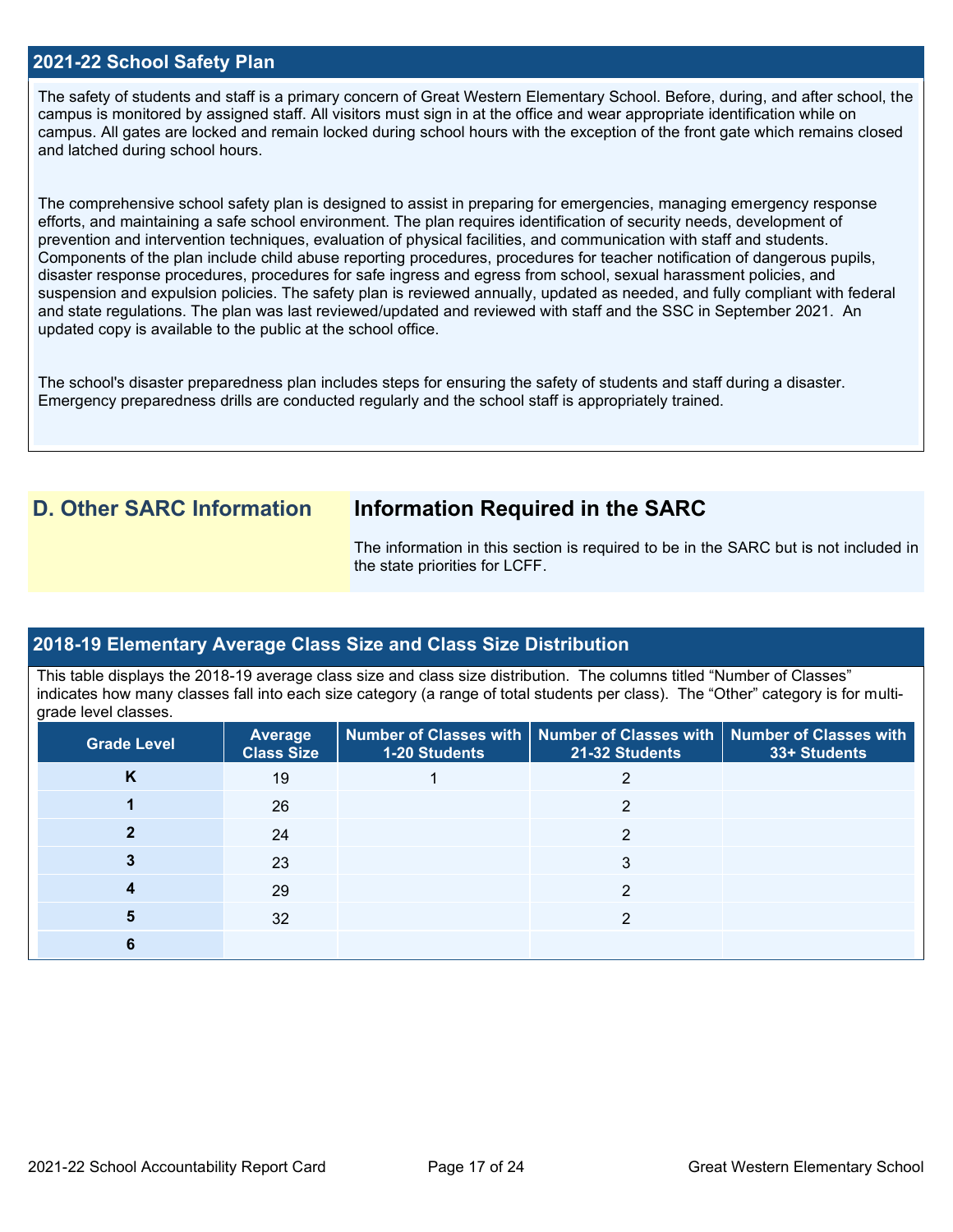## 2021-22 School Safety Plan

The safety of students and staff is a primary concern of Great Western Elementary School. Before, during, and after school, the campus is monitored by assigned staff. All visitors must sign in at the office and wear appropriate identification while on campus. All gates are locked and remain locked during school hours with the exception of the front gate which remains closed and latched during school hours.

The comprehensive school safety plan is designed to assist in preparing for emergencies, managing emergency response efforts, and maintaining a safe school environment. The plan requires identification of security needs, development of prevention and intervention techniques, evaluation of physical facilities, and communication with staff and students. Components of the plan include child abuse reporting procedures, procedures for teacher notification of dangerous pupils, disaster response procedures, procedures for safe ingress and egress from school, sexual harassment policies, and suspension and expulsion policies. The safety plan is reviewed annually, updated as needed, and fully compliant with federal and state regulations. The plan was last reviewed/updated and reviewed with staff and the SSC in September 2021. An updated copy is available to the public at the school office.

The school's disaster preparedness plan includes steps for ensuring the safety of students and staff during a disaster. Emergency preparedness drills are conducted regularly and the school staff is appropriately trained.

## D. Other SARC Information

### Information Required in the SARC

The information in this section is required to be in the SARC but is not included in the state priorities for LCFF.

## 2018-19 Elementary Average Class Size and Class Size Distribution

This table displays the 2018-19 average class size and class size distribution. The columns titled "Number of Classes" indicates how many classes fall into each size category (a range of total students per class). The "Other" category is for multi-grade level classes.

| Grade Level | Average Class Size | Number of Classes with 1-20 Students | Number of Classes with 21-32 Students | Number of Classes with 33+ Students |
|---|---|---|---|---|
| K | 19 | 1 | 2 | |
| 1 | 26 | | 2 | |
| 2 | 24 | | 2 | |
| 3 | 23 | | 3 | |
| 4 | 29 | | 2 | |
| 5 | 32 | | 2 | |
| 6 | | | | |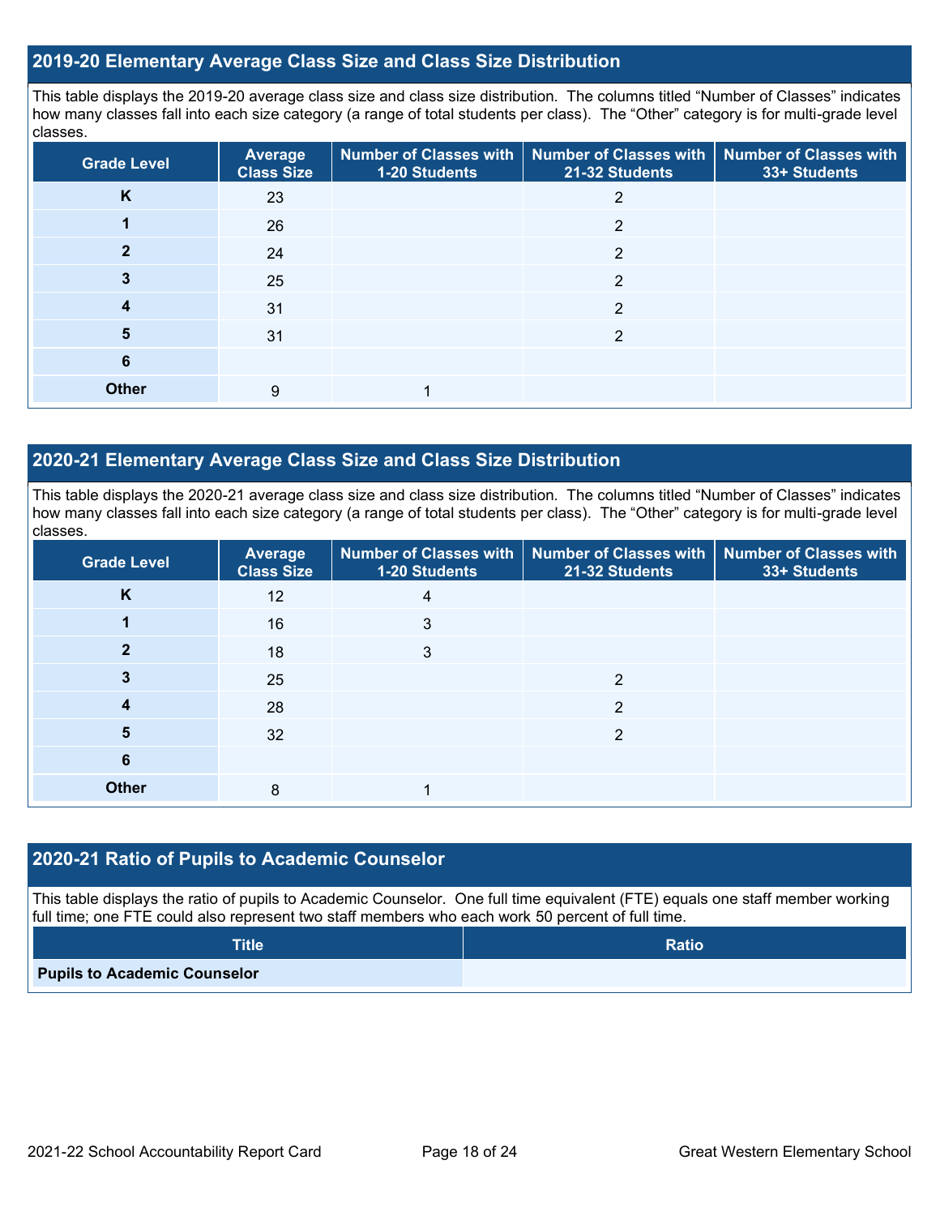## 2019-20 Elementary Average Class Size and Class Size Distribution

This table displays the 2019-20 average class size and class size distribution. The columns titled "Number of Classes" indicates how many classes fall into each size category (a range of total students per class). The "Other" category is for multi-grade level classes.

| Grade Level | Average Class Size | Number of Classes with 1-20 Students | Number of Classes with 21-32 Students | Number of Classes with 33+ Students |
|---|---|---|---|---|
| K | 23 | | 2 | |
| 1 | 26 | | 2 | |
| 2 | 24 | | 2 | |
| 3 | 25 | | 2 | |
| 4 | 31 | | 2 | |
| 5 | 31 | | 2 | |
| 6 | | | | |
| Other | 9 | 1 | | |

## 2020-21 Elementary Average Class Size and Class Size Distribution

This table displays the 2020-21 average class size and class size distribution. The columns titled "Number of Classes" indicates how many classes fall into each size category (a range of total students per class). The "Other" category is for multi-grade level classes.

| Grade Level | Average Class Size | Number of Classes with 1-20 Students | Number of Classes with 21-32 Students | Number of Classes with 33+ Students |
|---|---|---|---|---|
| K | 12 | 4 | | |
| 1 | 16 | 3 | | |
| 2 | 18 | 3 | | |
| 3 | 25 | | 2 | |
| 4 | 28 | | 2 | |
| 5 | 32 | | 2 | |
| 6 | | | | |
| Other | 8 | 1 | | |

## 2020-21 Ratio of Pupils to Academic Counselor

This table displays the ratio of pupils to Academic Counselor. One full time equivalent (FTE) equals one staff member working full time; one FTE could also represent two staff members who each work 50 percent of full time.

| Title | Ratio |
|---|---|
| Pupils to Academic Counselor | |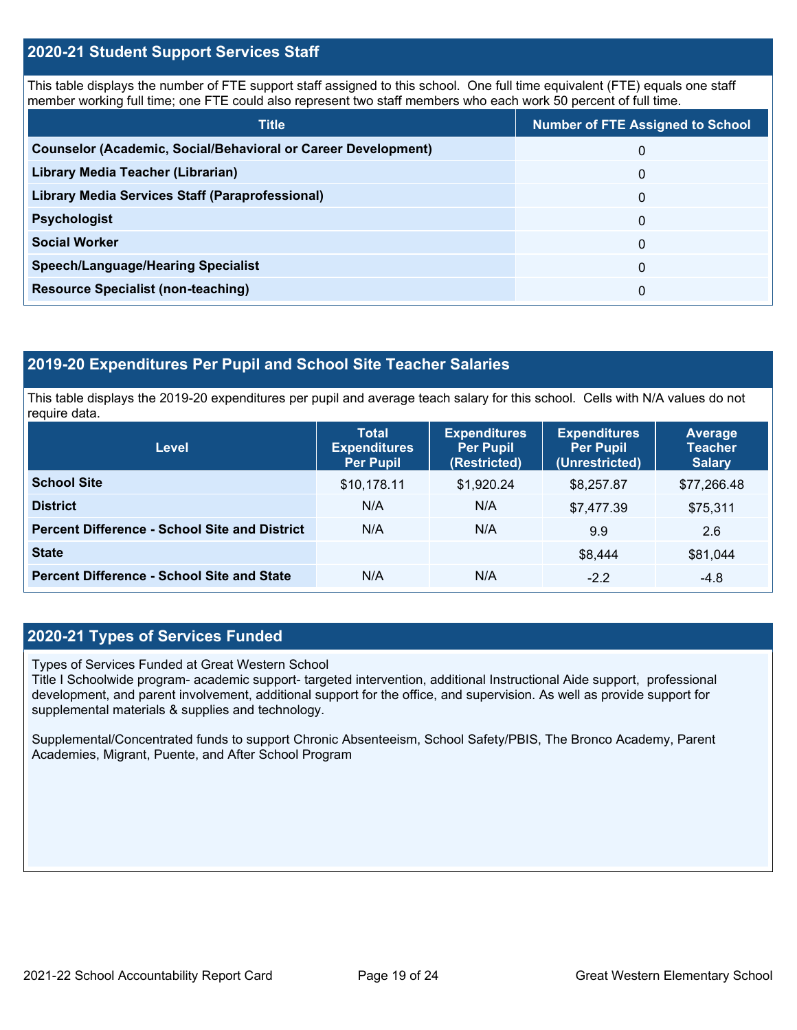## 2020-21 Student Support Services Staff

This table displays the number of FTE support staff assigned to this school. One full time equivalent (FTE) equals one staff member working full time; one FTE could also represent two staff members who each work 50 percent of full time.

| Title | Number of FTE Assigned to School |
|---|---|
| **Counselor (Academic, Social/Behavioral or Career Development)** | 0 |
| **Library Media Teacher (Librarian)** | 0 |
| **Library Media Services Staff (Paraprofessional)** | 0 |
| **Psychologist** | 0 |
| **Social Worker** | 0 |
| **Speech/Language/Hearing Specialist** | 0 |
| **Resource Specialist (non-teaching)** | 0 |

## 2019-20 Expenditures Per Pupil and School Site Teacher Salaries

This table displays the 2019-20 expenditures per pupil and average teach salary for this school. Cells with N/A values do not require data.

| Level | Total Expenditures Per Pupil | Expenditures Per Pupil (Restricted) | Expenditures Per Pupil (Unrestricted) | Average Teacher Salary |
|---|---|---|---|---|
| **School Site** | $10,178.11 | $1,920.24 | $8,257.87 | $77,266.48 |
| **District** | N/A | N/A | $7,477.39 | $75,311 |
| **Percent Difference - School Site and District** | N/A | N/A | 9.9 | 2.6 |
| **State** | | | $8,444 | $81,044 |
| **Percent Difference - School Site and State** | N/A | N/A | -2.2 | -4.8 |

## 2020-21 Types of Services Funded

Types of Services Funded at Great Western School
Title I Schoolwide program- academic support- targeted intervention, additional Instructional Aide support, professional development, and parent involvement, additional support for the office, and supervision. As well as provide support for supplemental materials & supplies and technology.

Supplemental/Concentrated funds to support Chronic Absenteeism, School Safety/PBIS, The Bronco Academy, Parent Academies, Migrant, Puente, and After School Program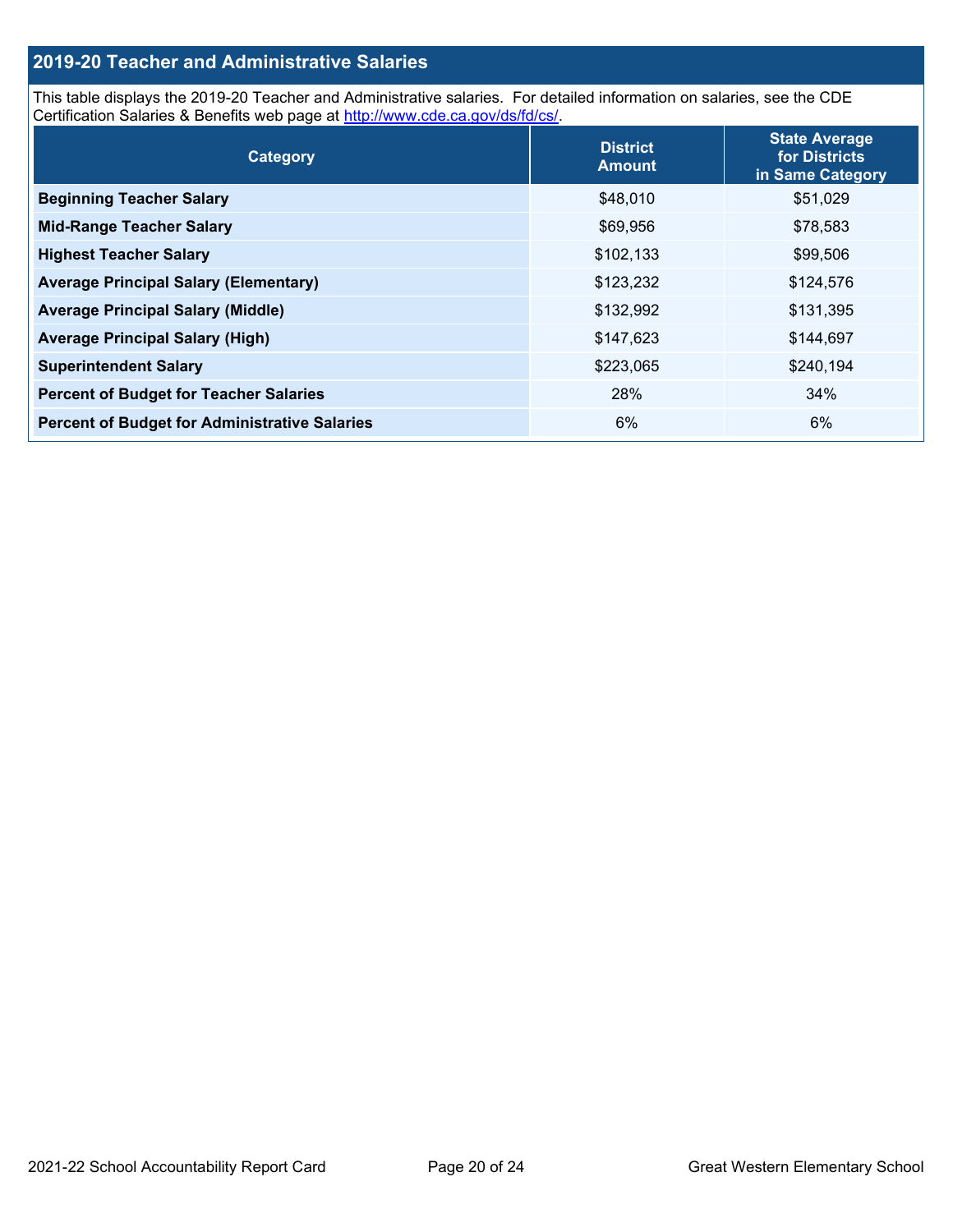## 2019-20 Teacher and Administrative Salaries

This table displays the 2019-20 Teacher and Administrative salaries. For detailed information on salaries, see the CDE Certification Salaries & Benefits web page at http://www.cde.ca.gov/ds/fd/cs/.

| Category | District Amount | State Average for Districts in Same Category |
|---|---|---|
| **Beginning Teacher Salary** | $48,010 | $51,029 |
| **Mid-Range Teacher Salary** | $69,956 | $78,583 |
| **Highest Teacher Salary** | $102,133 | $99,506 |
| **Average Principal Salary (Elementary)** | $123,232 | $124,576 |
| **Average Principal Salary (Middle)** | $132,992 | $131,395 |
| **Average Principal Salary (High)** | $147,623 | $144,697 |
| **Superintendent Salary** | $223,065 | $240,194 |
| **Percent of Budget for Teacher Salaries** | 28% | 34% |
| **Percent of Budget for Administrative Salaries** | 6% | 6% |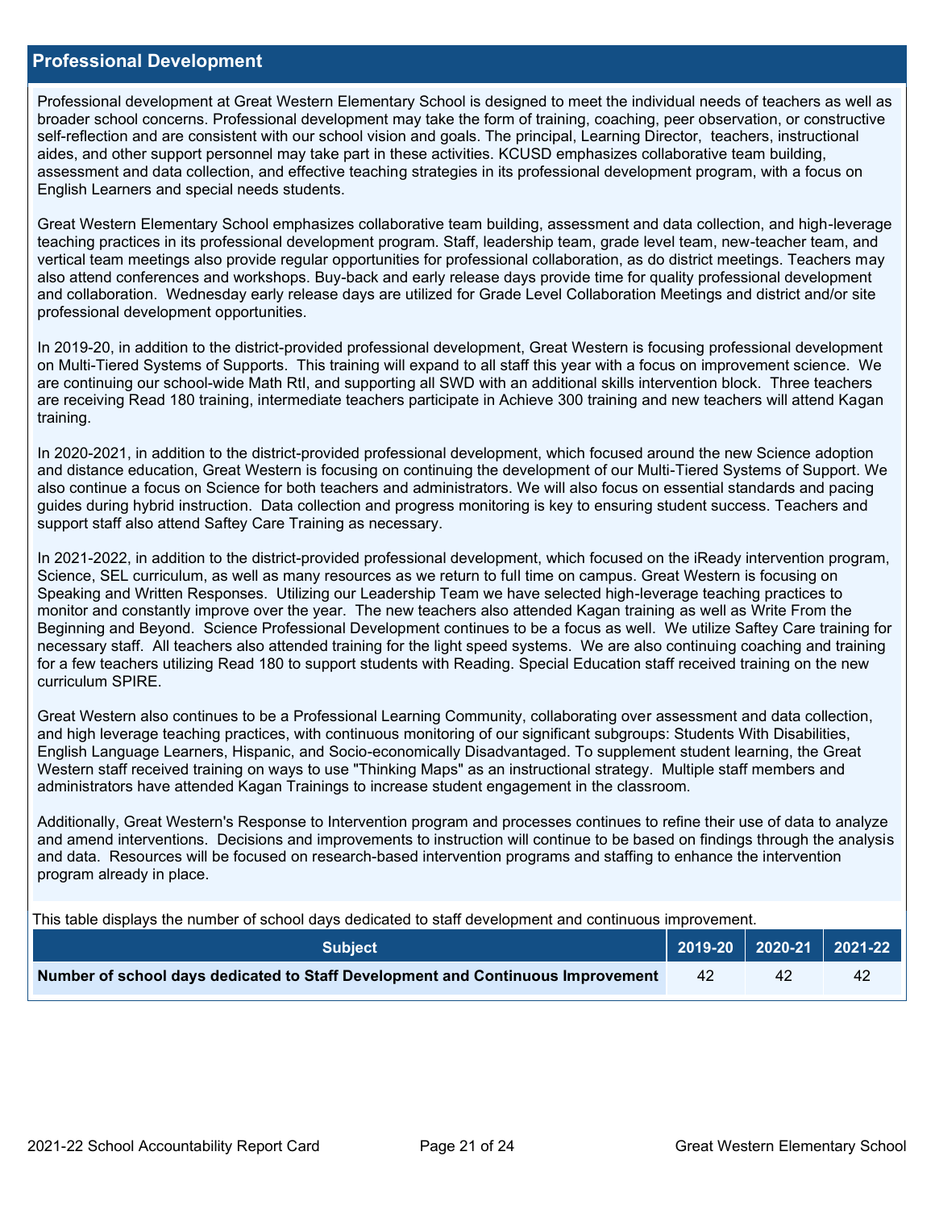## Professional Development

Professional development at Great Western Elementary School is designed to meet the individual needs of teachers as well as broader school concerns. Professional development may take the form of training, coaching, peer observation, or constructive self-reflection and are consistent with our school vision and goals. The principal, Learning Director, teachers, instructional aides, and other support personnel may take part in these activities. KCUSD emphasizes collaborative team building, assessment and data collection, and effective teaching strategies in its professional development program, with a focus on English Learners and special needs students.

Great Western Elementary School emphasizes collaborative team building, assessment and data collection, and high-leverage teaching practices in its professional development program. Staff, leadership team, grade level team, new-teacher team, and vertical team meetings also provide regular opportunities for professional collaboration, as do district meetings. Teachers may also attend conferences and workshops. Buy-back and early release days provide time for quality professional development and collaboration. Wednesday early release days are utilized for Grade Level Collaboration Meetings and district and/or site professional development opportunities.

In 2019-20, in addition to the district-provided professional development, Great Western is focusing professional development on Multi-Tiered Systems of Supports. This training will expand to all staff this year with a focus on improvement science. We are continuing our school-wide Math RtI, and supporting all SWD with an additional skills intervention block. Three teachers are receiving Read 180 training, intermediate teachers participate in Achieve 300 training and new teachers will attend Kagan training.

In 2020-2021, in addition to the district-provided professional development, which focused around the new Science adoption and distance education, Great Western is focusing on continuing the development of our Multi-Tiered Systems of Support. We also continue a focus on Science for both teachers and administrators. We will also focus on essential standards and pacing guides during hybrid instruction. Data collection and progress monitoring is key to ensuring student success. Teachers and support staff also attend Saftey Care Training as necessary.

In 2021-2022, in addition to the district-provided professional development, which focused on the iReady intervention program, Science, SEL curriculum, as well as many resources as we return to full time on campus. Great Western is focusing on Speaking and Written Responses. Utilizing our Leadership Team we have selected high-leverage teaching practices to monitor and constantly improve over the year. The new teachers also attended Kagan training as well as Write From the Beginning and Beyond. Science Professional Development continues to be a focus as well. We utilize Saftey Care training for necessary staff. All teachers also attended training for the light speed systems. We are also continuing coaching and training for a few teachers utilizing Read 180 to support students with Reading. Special Education staff received training on the new curriculum SPIRE.

Great Western also continues to be a Professional Learning Community, collaborating over assessment and data collection, and high leverage teaching practices, with continuous monitoring of our significant subgroups: Students With Disabilities, English Language Learners, Hispanic, and Socio-economically Disadvantaged. To supplement student learning, the Great Western staff received training on ways to use "Thinking Maps" as an instructional strategy. Multiple staff members and administrators have attended Kagan Trainings to increase student engagement in the classroom.

Additionally, Great Western's Response to Intervention program and processes continues to refine their use of data to analyze and amend interventions. Decisions and improvements to instruction will continue to be based on findings through the analysis and data. Resources will be focused on research-based intervention programs and staffing to enhance the intervention program already in place.

This table displays the number of school days dedicated to staff development and continuous improvement.

| Subject | 2019-20 | 2020-21 | 2021-22 |
|---|---|---|---|
| **Number of school days dedicated to Staff Development and Continuous Improvement** | 42 | 42 | 42 |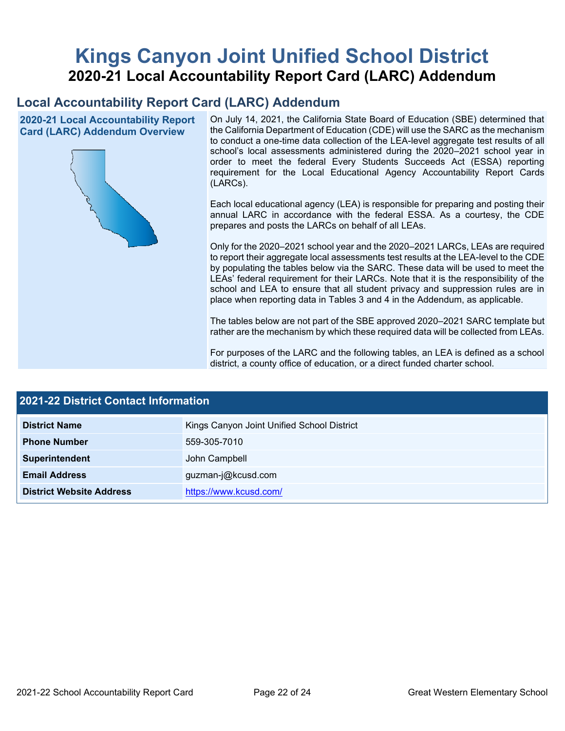# Kings Canyon Joint Unified School District

## 2020-21 Local Accountability Report Card (LARC) Addendum

## Local Accountability Report Card (LARC) Addendum

**2020-21 Local Accountability Report Card (LARC) Addendum Overview**

On July 14, 2021, the California State Board of Education (SBE) determined that the California Department of Education (CDE) will use the SARC as the mechanism to conduct a one-time data collection of the LEA-level aggregate test results of all school's local assessments administered during the 2020–2021 school year in order to meet the federal Every Students Succeeds Act (ESSA) reporting requirement for the Local Educational Agency Accountability Report Cards (LARCs).

Each local educational agency (LEA) is responsible for preparing and posting their annual LARC in accordance with the federal ESSA. As a courtesy, the CDE prepares and posts the LARCs on behalf of all LEAs.

Only for the 2020–2021 school year and the 2020–2021 LARCs, LEAs are required to report their aggregate local assessments test results at the LEA-level to the CDE by populating the tables below via the SARC. These data will be used to meet the LEAs' federal requirement for their LARCs. Note that it is the responsibility of the school and LEA to ensure that all student privacy and suppression rules are in place when reporting data in Tables 3 and 4 in the Addendum, as applicable.

The tables below are not part of the SBE approved 2020–2021 SARC template but rather are the mechanism by which these required data will be collected from LEAs.

For purposes of the LARC and the following tables, an LEA is defined as a school district, a county office of education, or a direct funded charter school.

| 2021-22 District Contact Information | |
|---|---|
| **District Name** | Kings Canyon Joint Unified School District |
| **Phone Number** | 559-305-7010 |
| **Superintendent** | John Campbell |
| **Email Address** | guzman-j@kcusd.com |
| **District Website Address** | https://www.kcusd.com/ |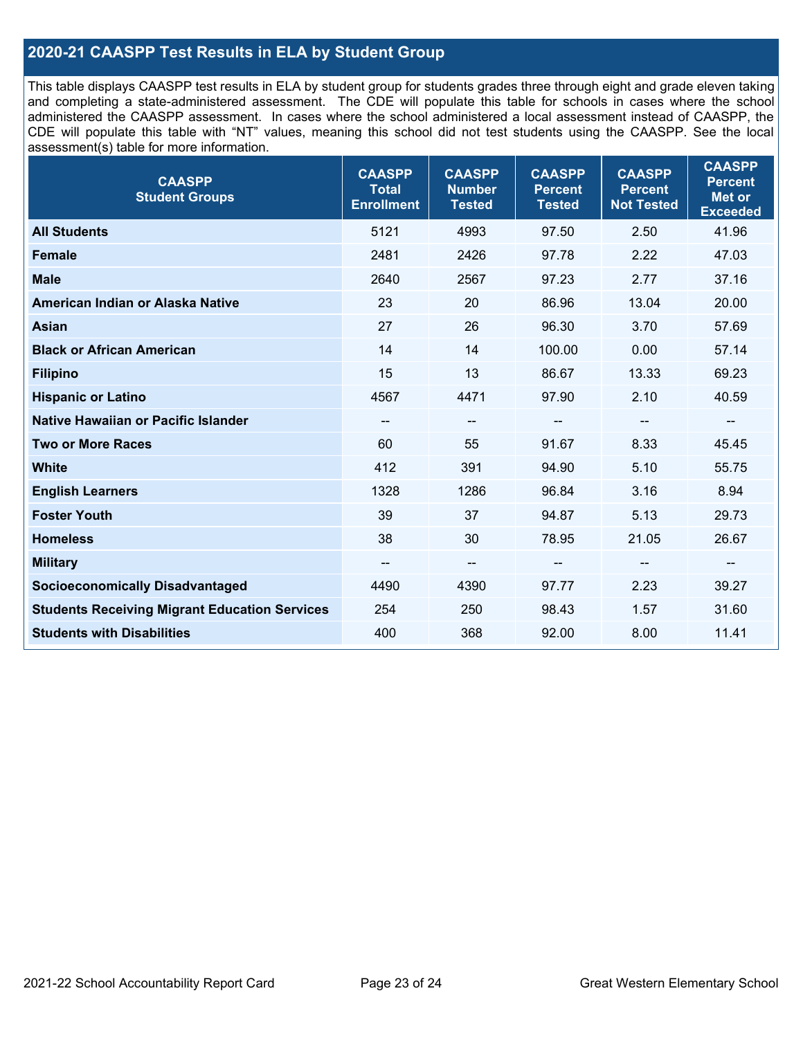## 2020-21 CAASPP Test Results in ELA by Student Group

This table displays CAASPP test results in ELA by student group for students grades three through eight and grade eleven taking and completing a state-administered assessment. The CDE will populate this table for schools in cases where the school administered the CAASPP assessment. In cases where the school administered a local assessment instead of CAASPP, the CDE will populate this table with "NT" values, meaning this school did not test students using the CAASPP. See the local assessment(s) table for more information.

| CAASPP Student Groups | CAASPP Total Enrollment | CAASPP Number Tested | CAASPP Percent Tested | CAASPP Percent Not Tested | CAASPP Percent Met or Exceeded |
|---|---|---|---|---|---|
| **All Students** | 5121 | 4993 | 97.50 | 2.50 | 41.96 |
| **Female** | 2481 | 2426 | 97.78 | 2.22 | 47.03 |
| **Male** | 2640 | 2567 | 97.23 | 2.77 | 37.16 |
| **American Indian or Alaska Native** | 23 | 20 | 86.96 | 13.04 | 20.00 |
| **Asian** | 27 | 26 | 96.30 | 3.70 | 57.69 |
| **Black or African American** | 14 | 14 | 100.00 | 0.00 | 57.14 |
| **Filipino** | 15 | 13 | 86.67 | 13.33 | 69.23 |
| **Hispanic or Latino** | 4567 | 4471 | 97.90 | 2.10 | 40.59 |
| **Native Hawaiian or Pacific Islander** | -- | -- | -- | -- | -- |
| **Two or More Races** | 60 | 55 | 91.67 | 8.33 | 45.45 |
| **White** | 412 | 391 | 94.90 | 5.10 | 55.75 |
| **English Learners** | 1328 | 1286 | 96.84 | 3.16 | 8.94 |
| **Foster Youth** | 39 | 37 | 94.87 | 5.13 | 29.73 |
| **Homeless** | 38 | 30 | 78.95 | 21.05 | 26.67 |
| **Military** | -- | -- | -- | -- | -- |
| **Socioeconomically Disadvantaged** | 4490 | 4390 | 97.77 | 2.23 | 39.27 |
| **Students Receiving Migrant Education Services** | 254 | 250 | 98.43 | 1.57 | 31.60 |
| **Students with Disabilities** | 400 | 368 | 92.00 | 8.00 | 11.41 |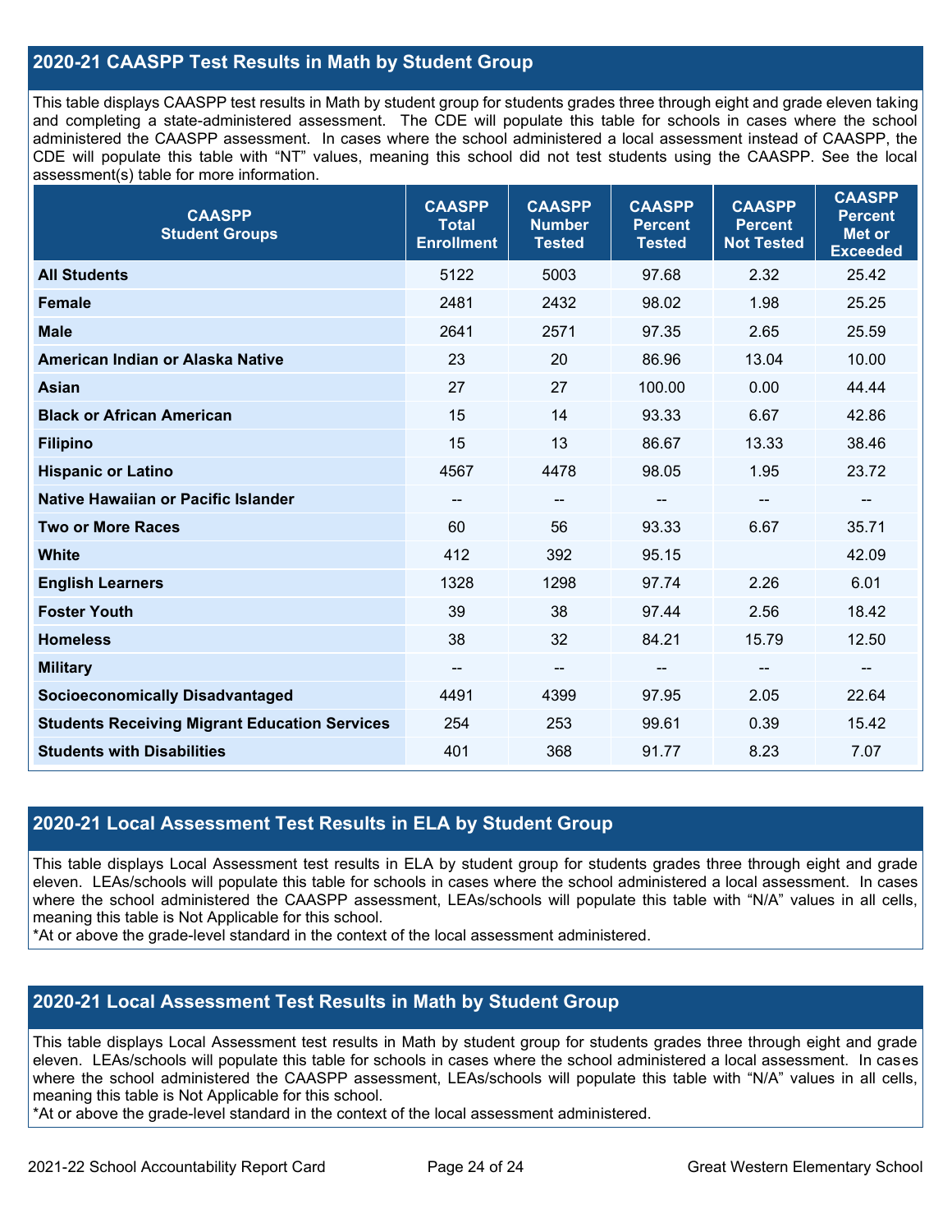## 2020-21 CAASPP Test Results in Math by Student Group

This table displays CAASPP test results in Math by student group for students grades three through eight and grade eleven taking and completing a state-administered assessment. The CDE will populate this table for schools in cases where the school administered the CAASPP assessment. In cases where the school administered a local assessment instead of CAASPP, the CDE will populate this table with "NT" values, meaning this school did not test students using the CAASPP. See the local assessment(s) table for more information.

| CAASPP Student Groups | CAASPP Total Enrollment | CAASPP Number Tested | CAASPP Percent Tested | CAASPP Percent Not Tested | CAASPP Percent Met or Exceeded |
|---|---|---|---|---|---|
| **All Students** | 5122 | 5003 | 97.68 | 2.32 | 25.42 |
| **Female** | 2481 | 2432 | 98.02 | 1.98 | 25.25 |
| **Male** | 2641 | 2571 | 97.35 | 2.65 | 25.59 |
| **American Indian or Alaska Native** | 23 | 20 | 86.96 | 13.04 | 10.00 |
| **Asian** | 27 | 27 | 100.00 | 0.00 | 44.44 |
| **Black or African American** | 15 | 14 | 93.33 | 6.67 | 42.86 |
| **Filipino** | 15 | 13 | 86.67 | 13.33 | 38.46 |
| **Hispanic or Latino** | 4567 | 4478 | 98.05 | 1.95 | 23.72 |
| **Native Hawaiian or Pacific Islander** | -- | -- | -- | -- | -- |
| **Two or More Races** | 60 | 56 | 93.33 | 6.67 | 35.71 |
| **White** | 412 | 392 | 95.15 | | 42.09 |
| **English Learners** | 1328 | 1298 | 97.74 | 2.26 | 6.01 |
| **Foster Youth** | 39 | 38 | 97.44 | 2.56 | 18.42 |
| **Homeless** | 38 | 32 | 84.21 | 15.79 | 12.50 |
| **Military** | -- | -- | -- | -- | -- |
| **Socioeconomically Disadvantaged** | 4491 | 4399 | 97.95 | 2.05 | 22.64 |
| **Students Receiving Migrant Education Services** | 254 | 253 | 99.61 | 0.39 | 15.42 |
| **Students with Disabilities** | 401 | 368 | 91.77 | 8.23 | 7.07 |

## 2020-21 Local Assessment Test Results in ELA by Student Group

This table displays Local Assessment test results in ELA by student group for students grades three through eight and grade eleven. LEAs/schools will populate this table for schools in cases where the school administered a local assessment. In cases where the school administered the CAASPP assessment, LEAs/schools will populate this table with "N/A" values in all cells, meaning this table is Not Applicable for this school.

*At or above the grade-level standard in the context of the local assessment administered.

## 2020-21 Local Assessment Test Results in Math by Student Group

This table displays Local Assessment test results in Math by student group for students grades three through eight and grade eleven. LEAs/schools will populate this table for schools in cases where the school administered a local assessment. In cases where the school administered the CAASPP assessment, LEAs/schools will populate this table with "N/A" values in all cells, meaning this table is Not Applicable for this school.

*At or above the grade-level standard in the context of the local assessment administered.